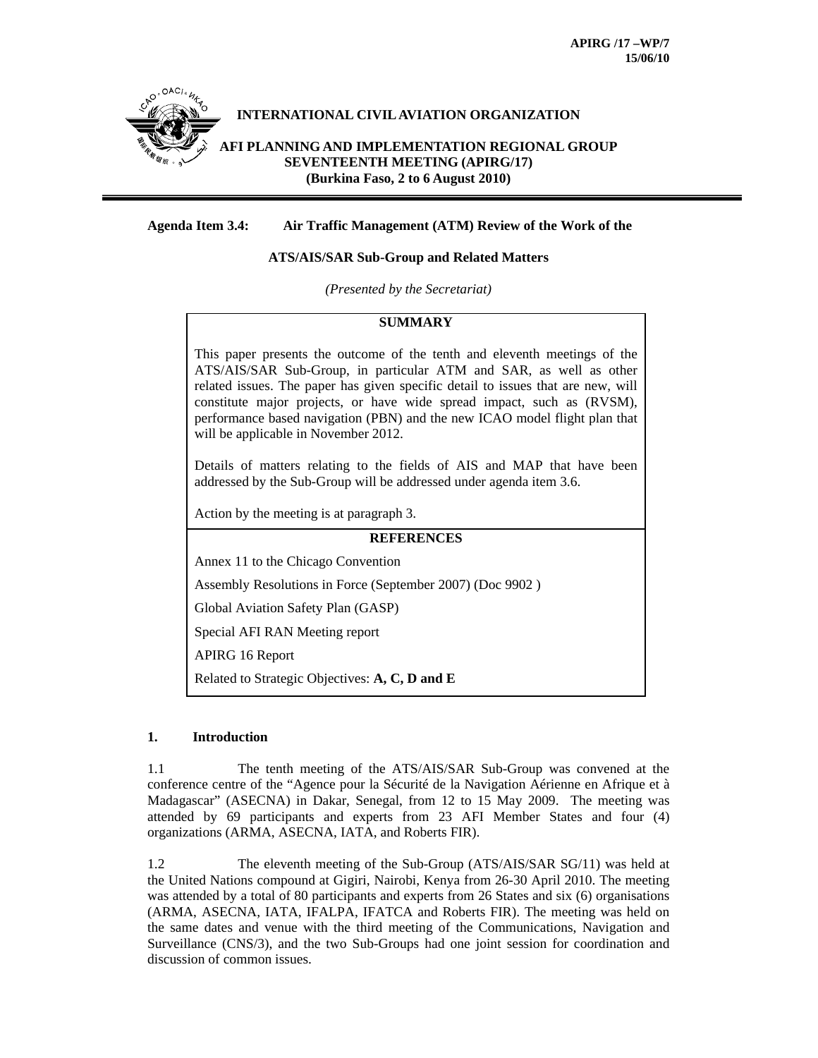APIRG /17 –WP/7
15/06/10

**INTERNATIONAL CIVIL AVIATION ORGANIZATION**

**AFI PLANNING AND IMPLEMENTATION REGIONAL GROUP SEVENTEENTH MEETING (APIRG/17) (Burkina Faso, 2 to 6 August 2010)**

**Agenda Item 3.4: Air Traffic Management (ATM) Review of the Work of the ATS/AIS/SAR Sub-Group and Related Matters**

*(Presented by the Secretariat)*

**SUMMARY**

This paper presents the outcome of the tenth and eleventh meetings of the ATS/AIS/SAR Sub-Group, in particular ATM and SAR, as well as other related issues. The paper has given specific detail to issues that are new, will constitute major projects, or have wide spread impact, such as (RVSM), performance based navigation (PBN) and the new ICAO model flight plan that will be applicable in November 2012.

Details of matters relating to the fields of AIS and MAP that have been addressed by the Sub-Group will be addressed under agenda item 3.6.

Action by the meeting is at paragraph 3.

**REFERENCES**

Annex 11 to the Chicago Convention

Assembly Resolutions in Force (September 2007) (Doc 9902 )

Global Aviation Safety Plan (GASP)

Special AFI RAN Meeting report

APIRG 16 Report

Related to Strategic Objectives: **A, C, D and E**

## 1. Introduction

1.1 The tenth meeting of the ATS/AIS/SAR Sub-Group was convened at the conference centre of the "Agence pour la Sécurité de la Navigation Aérienne en Afrique et à Madagascar" (ASECNA) in Dakar, Senegal, from 12 to 15 May 2009. The meeting was attended by 69 participants and experts from 23 AFI Member States and four (4) organizations (ARMA, ASECNA, IATA, and Roberts FIR).

1.2 The eleventh meeting of the Sub-Group (ATS/AIS/SAR SG/11) was held at the United Nations compound at Gigiri, Nairobi, Kenya from 26-30 April 2010. The meeting was attended by a total of 80 participants and experts from 26 States and six (6) organisations (ARMA, ASECNA, IATA, IFALPA, IFATCA and Roberts FIR). The meeting was held on the same dates and venue with the third meeting of the Communications, Navigation and Surveillance (CNS/3), and the two Sub-Groups had one joint session for coordination and discussion of common issues.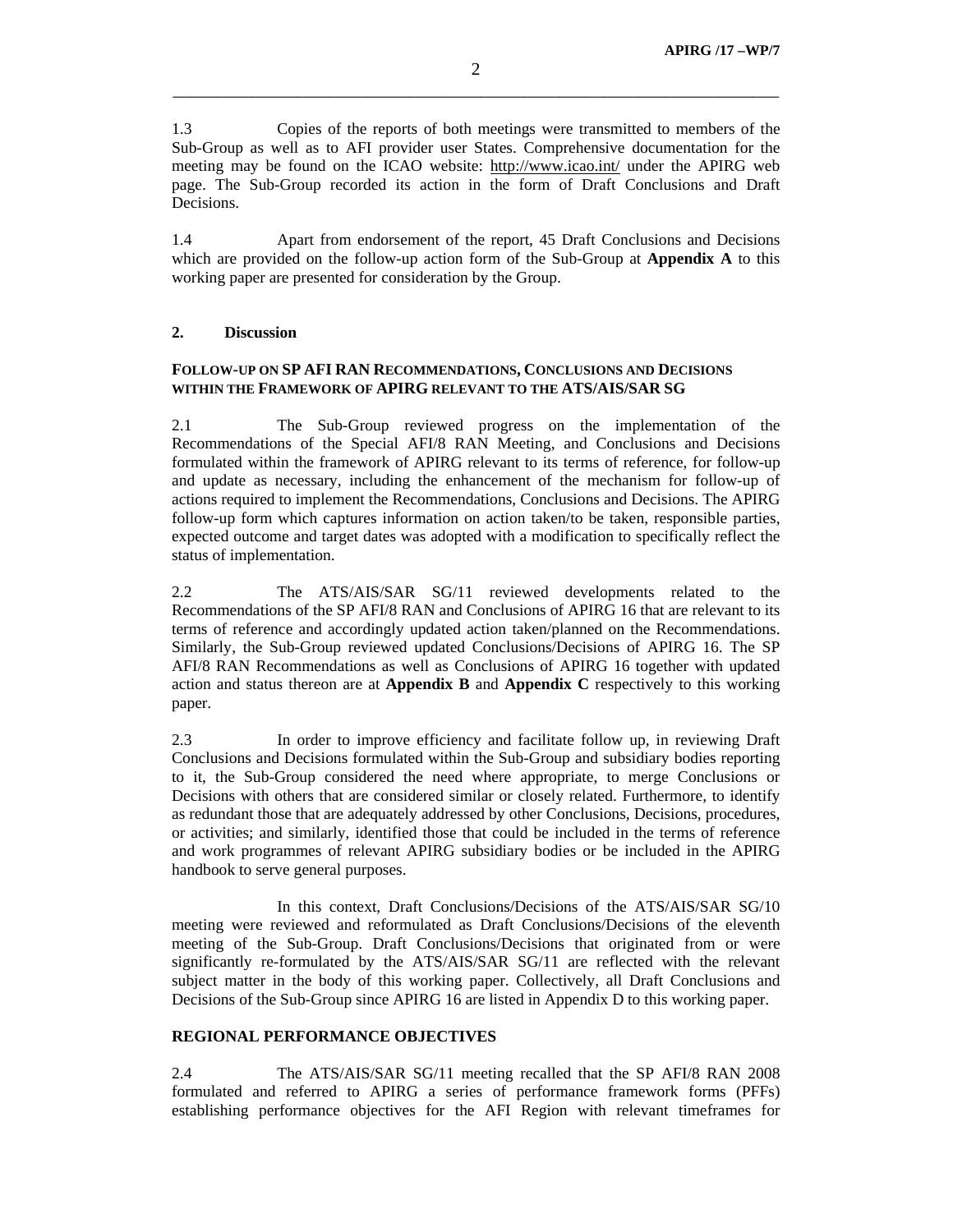1.3 Copies of the reports of both meetings were transmitted to members of the Sub-Group as well as to AFI provider user States. Comprehensive documentation for the meeting may be found on the ICAO website: http://www.icao.int/ under the APIRG web page. The Sub-Group recorded its action in the form of Draft Conclusions and Draft Decisions.

1.4 Apart from endorsement of the report, 45 Draft Conclusions and Decisions which are provided on the follow-up action form of the Sub-Group at **Appendix A** to this working paper are presented for consideration by the Group.

## 2. Discussion

### FOLLOW-UP ON SP AFI RAN RECOMMENDATIONS, CONCLUSIONS AND DECISIONS WITHIN THE FRAMEWORK OF APIRG RELEVANT TO THE ATS/AIS/SAR SG

2.1 The Sub-Group reviewed progress on the implementation of the Recommendations of the Special AFI/8 RAN Meeting, and Conclusions and Decisions formulated within the framework of APIRG relevant to its terms of reference, for follow-up and update as necessary, including the enhancement of the mechanism for follow-up of actions required to implement the Recommendations, Conclusions and Decisions. The APIRG follow-up form which captures information on action taken/to be taken, responsible parties, expected outcome and target dates was adopted with a modification to specifically reflect the status of implementation.

2.2 The ATS/AIS/SAR SG/11 reviewed developments related to the Recommendations of the SP AFI/8 RAN and Conclusions of APIRG 16 that are relevant to its terms of reference and accordingly updated action taken/planned on the Recommendations. Similarly, the Sub-Group reviewed updated Conclusions/Decisions of APIRG 16. The SP AFI/8 RAN Recommendations as well as Conclusions of APIRG 16 together with updated action and status thereon are at **Appendix B** and **Appendix C** respectively to this working paper.

2.3 In order to improve efficiency and facilitate follow up, in reviewing Draft Conclusions and Decisions formulated within the Sub-Group and subsidiary bodies reporting to it, the Sub-Group considered the need where appropriate, to merge Conclusions or Decisions with others that are considered similar or closely related. Furthermore, to identify as redundant those that are adequately addressed by other Conclusions, Decisions, procedures, or activities; and similarly, identified those that could be included in the terms of reference and work programmes of relevant APIRG subsidiary bodies or be included in the APIRG handbook to serve general purposes.

In this context, Draft Conclusions/Decisions of the ATS/AIS/SAR SG/10 meeting were reviewed and reformulated as Draft Conclusions/Decisions of the eleventh meeting of the Sub-Group. Draft Conclusions/Decisions that originated from or were significantly re-formulated by the ATS/AIS/SAR SG/11 are reflected with the relevant subject matter in the body of this working paper. Collectively, all Draft Conclusions and Decisions of the Sub-Group since APIRG 16 are listed in Appendix D to this working paper.

### REGIONAL PERFORMANCE OBJECTIVES

2.4 The ATS/AIS/SAR SG/11 meeting recalled that the SP AFI/8 RAN 2008 formulated and referred to APIRG a series of performance framework forms (PFFs) establishing performance objectives for the AFI Region with relevant timeframes for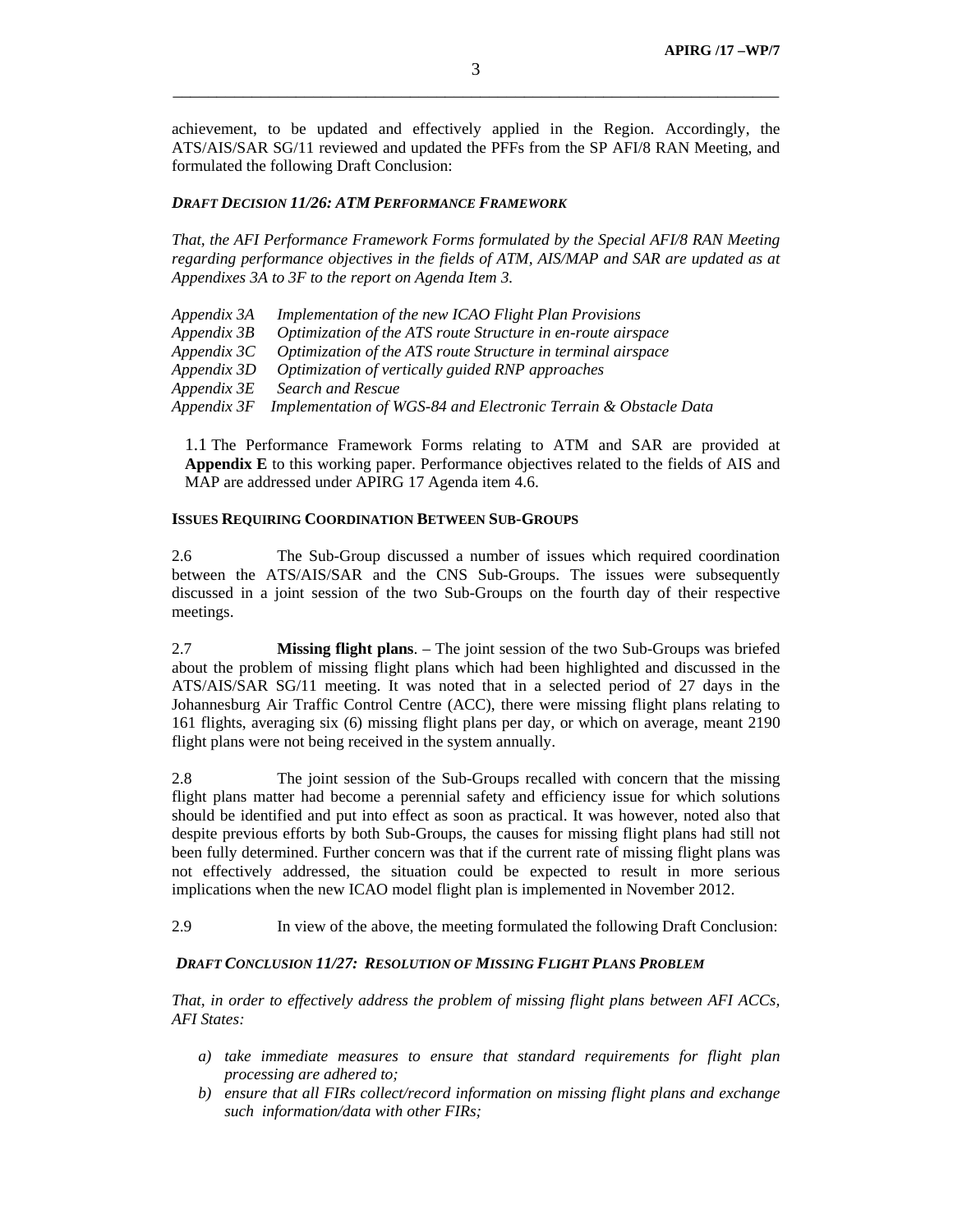achievement, to be updated and effectively applied in the Region. Accordingly, the ATS/AIS/SAR SG/11 reviewed and updated the PFFs from the SP AFI/8 RAN Meeting, and formulated the following Draft Conclusion:

***DRAFT DECISION 11/26: ATM PERFORMANCE FRAMEWORK***

*That, the AFI Performance Framework Forms formulated by the Special AFI/8 RAN Meeting regarding performance objectives in the fields of ATM, AIS/MAP and SAR are updated as at Appendixes 3A to 3F to the report on Agenda Item 3.*

*Appendix 3A  Implementation of the new ICAO Flight Plan Provisions*
*Appendix 3B  Optimization of the ATS route Structure in en-route airspace*
*Appendix 3C  Optimization of the ATS route Structure in terminal airspace*
*Appendix 3D  Optimization of vertically guided RNP approaches*
*Appendix 3E  Search and Rescue*
*Appendix 3F  Implementation of WGS-84 and Electronic Terrain & Obstacle Data*

1.1 The Performance Framework Forms relating to ATM and SAR are provided at **Appendix E** to this working paper. Performance objectives related to the fields of AIS and MAP are addressed under APIRG 17 Agenda item 4.6.

**ISSUES REQUIRING COORDINATION BETWEEN SUB-GROUPS**

2.6 The Sub-Group discussed a number of issues which required coordination between the ATS/AIS/SAR and the CNS Sub-Groups. The issues were subsequently discussed in a joint session of the two Sub-Groups on the fourth day of their respective meetings.

2.7 **Missing flight plans**. – The joint session of the two Sub-Groups was briefed about the problem of missing flight plans which had been highlighted and discussed in the ATS/AIS/SAR SG/11 meeting. It was noted that in a selected period of 27 days in the Johannesburg Air Traffic Control Centre (ACC), there were missing flight plans relating to 161 flights, averaging six (6) missing flight plans per day, or which on average, meant 2190 flight plans were not being received in the system annually.

2.8 The joint session of the Sub-Groups recalled with concern that the missing flight plans matter had become a perennial safety and efficiency issue for which solutions should be identified and put into effect as soon as practical. It was however, noted also that despite previous efforts by both Sub-Groups, the causes for missing flight plans had still not been fully determined. Further concern was that if the current rate of missing flight plans was not effectively addressed, the situation could be expected to result in more serious implications when the new ICAO model flight plan is implemented in November 2012.

2.9 In view of the above, the meeting formulated the following Draft Conclusion:

***DRAFT CONCLUSION 11/27: RESOLUTION OF MISSING FLIGHT PLANS PROBLEM***

*That, in order to effectively address the problem of missing flight plans between AFI ACCs, AFI States:*

*a) take immediate measures to ensure that standard requirements for flight plan processing are adhered to;*
*b) ensure that all FIRs collect/record information on missing flight plans and exchange such information/data with other FIRs;*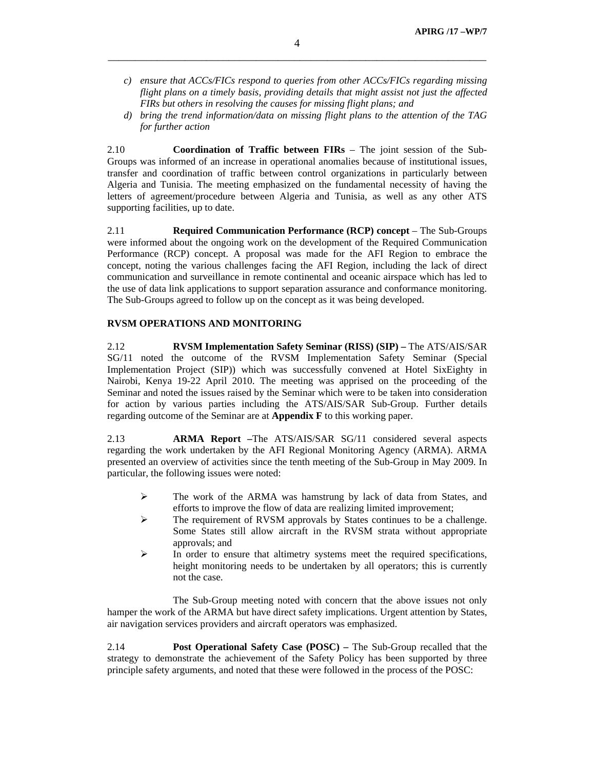c) *ensure that ACCs/FICs respond to queries from other ACCs/FICs regarding missing flight plans on a timely basis, providing details that might assist not just the affected FIRs but others in resolving the causes for missing flight plans; and*

d) *bring the trend information/data on missing flight plans to the attention of the TAG for further action*

2.10 **Coordination of Traffic between FIRs** – The joint session of the Sub-Groups was informed of an increase in operational anomalies because of institutional issues, transfer and coordination of traffic between control organizations in particularly between Algeria and Tunisia. The meeting emphasized on the fundamental necessity of having the letters of agreement/procedure between Algeria and Tunisia, as well as any other ATS supporting facilities, up to date.

2.11 **Required Communication Performance (RCP) concept** – The Sub-Groups were informed about the ongoing work on the development of the Required Communication Performance (RCP) concept. A proposal was made for the AFI Region to embrace the concept, noting the various challenges facing the AFI Region, including the lack of direct communication and surveillance in remote continental and oceanic airspace which has led to the use of data link applications to support separation assurance and conformance monitoring. The Sub-Groups agreed to follow up on the concept as it was being developed.

**RVSM OPERATIONS AND MONITORING**

2.12 **RVSM Implementation Safety Seminar (RISS) (SIP) –** The ATS/AIS/SAR SG/11 noted the outcome of the RVSM Implementation Safety Seminar (Special Implementation Project (SIP)) which was successfully convened at Hotel SixEighty in Nairobi, Kenya 19-22 April 2010. The meeting was apprised on the proceeding of the Seminar and noted the issues raised by the Seminar which were to be taken into consideration for action by various parties including the ATS/AIS/SAR Sub-Group. Further details regarding outcome of the Seminar are at **Appendix F** to this working paper.

2.13 **ARMA Report –**The ATS/AIS/SAR SG/11 considered several aspects regarding the work undertaken by the AFI Regional Monitoring Agency (ARMA). ARMA presented an overview of activities since the tenth meeting of the Sub-Group in May 2009. In particular, the following issues were noted:

- The work of the ARMA was hamstrung by lack of data from States, and efforts to improve the flow of data are realizing limited improvement;
- The requirement of RVSM approvals by States continues to be a challenge. Some States still allow aircraft in the RVSM strata without appropriate approvals; and
- In order to ensure that altimetry systems meet the required specifications, height monitoring needs to be undertaken by all operators; this is currently not the case.

The Sub-Group meeting noted with concern that the above issues not only hamper the work of the ARMA but have direct safety implications. Urgent attention by States, air navigation services providers and aircraft operators was emphasized.

2.14 **Post Operational Safety Case (POSC) –** The Sub-Group recalled that the strategy to demonstrate the achievement of the Safety Policy has been supported by three principle safety arguments, and noted that these were followed in the process of the POSC: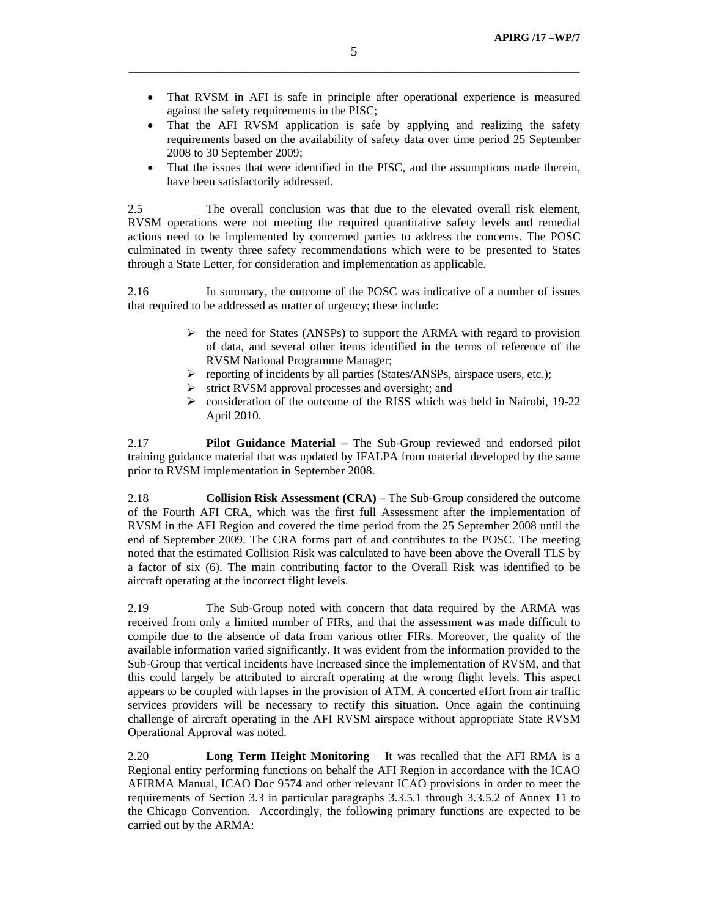- That RVSM in AFI is safe in principle after operational experience is measured against the safety requirements in the PISC;
- That the AFI RVSM application is safe by applying and realizing the safety requirements based on the availability of safety data over time period 25 September 2008 to 30 September 2009;
- That the issues that were identified in the PISC, and the assumptions made therein, have been satisfactorily addressed.

2.5 The overall conclusion was that due to the elevated overall risk element, RVSM operations were not meeting the required quantitative safety levels and remedial actions need to be implemented by concerned parties to address the concerns. The POSC culminated in twenty three safety recommendations which were to be presented to States through a State Letter, for consideration and implementation as applicable.

2.16 In summary, the outcome of the POSC was indicative of a number of issues that required to be addressed as matter of urgency; these include:

- the need for States (ANSPs) to support the ARMA with regard to provision of data, and several other items identified in the terms of reference of the RVSM National Programme Manager;
- reporting of incidents by all parties (States/ANSPs, airspace users, etc.);
- strict RVSM approval processes and oversight; and
- consideration of the outcome of the RISS which was held in Nairobi, 19-22 April 2010.

2.17 **Pilot Guidance Material –** The Sub-Group reviewed and endorsed pilot training guidance material that was updated by IFALPA from material developed by the same prior to RVSM implementation in September 2008.

2.18 **Collision Risk Assessment (CRA) –** The Sub-Group considered the outcome of the Fourth AFI CRA, which was the first full Assessment after the implementation of RVSM in the AFI Region and covered the time period from the 25 September 2008 until the end of September 2009. The CRA forms part of and contributes to the POSC. The meeting noted that the estimated Collision Risk was calculated to have been above the Overall TLS by a factor of six (6). The main contributing factor to the Overall Risk was identified to be aircraft operating at the incorrect flight levels.

2.19 The Sub-Group noted with concern that data required by the ARMA was received from only a limited number of FIRs, and that the assessment was made difficult to compile due to the absence of data from various other FIRs. Moreover, the quality of the available information varied significantly. It was evident from the information provided to the Sub-Group that vertical incidents have increased since the implementation of RVSM, and that this could largely be attributed to aircraft operating at the wrong flight levels. This aspect appears to be coupled with lapses in the provision of ATM. A concerted effort from air traffic services providers will be necessary to rectify this situation. Once again the continuing challenge of aircraft operating in the AFI RVSM airspace without appropriate State RVSM Operational Approval was noted.

2.20 **Long Term Height Monitoring** – It was recalled that the AFI RMA is a Regional entity performing functions on behalf the AFI Region in accordance with the ICAO AFIRMA Manual, ICAO Doc 9574 and other relevant ICAO provisions in order to meet the requirements of Section 3.3 in particular paragraphs 3.3.5.1 through 3.3.5.2 of Annex 11 to the Chicago Convention. Accordingly, the following primary functions are expected to be carried out by the ARMA: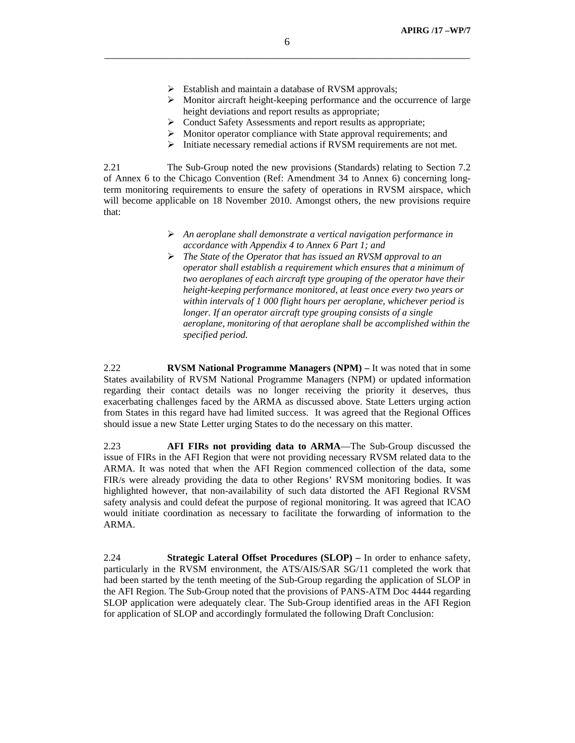- Establish and maintain a database of RVSM approvals;
- Monitor aircraft height-keeping performance and the occurrence of large height deviations and report results as appropriate;
- Conduct Safety Assessments and report results as appropriate;
- Monitor operator compliance with State approval requirements; and
- Initiate necessary remedial actions if RVSM requirements are not met.

2.21 The Sub-Group noted the new provisions (Standards) relating to Section 7.2 of Annex 6 to the Chicago Convention (Ref: Amendment 34 to Annex 6) concerning long-term monitoring requirements to ensure the safety of operations in RVSM airspace, which will become applicable on 18 November 2010. Amongst others, the new provisions require that:

- *An aeroplane shall demonstrate a vertical navigation performance in accordance with Appendix 4 to Annex 6 Part 1; and*
- *The State of the Operator that has issued an RVSM approval to an operator shall establish a requirement which ensures that a minimum of two aeroplanes of each aircraft type grouping of the operator have their height-keeping performance monitored, at least once every two years or within intervals of 1 000 flight hours per aeroplane, whichever period is longer. If an operator aircraft type grouping consists of a single aeroplane, monitoring of that aeroplane shall be accomplished within the specified period.*

2.22 **RVSM National Programme Managers (NPM) –** It was noted that in some States availability of RVSM National Programme Managers (NPM) or updated information regarding their contact details was no longer receiving the priority it deserves, thus exacerbating challenges faced by the ARMA as discussed above. State Letters urging action from States in this regard have had limited success. It was agreed that the Regional Offices should issue a new State Letter urging States to do the necessary on this matter.

2.23 **AFI FIRs not providing data to ARMA**—The Sub-Group discussed the issue of FIRs in the AFI Region that were not providing necessary RVSM related data to the ARMA. It was noted that when the AFI Region commenced collection of the data, some FIR/s were already providing the data to other Regions' RVSM monitoring bodies. It was highlighted however, that non-availability of such data distorted the AFI Regional RVSM safety analysis and could defeat the purpose of regional monitoring. It was agreed that ICAO would initiate coordination as necessary to facilitate the forwarding of information to the ARMA.

2.24 **Strategic Lateral Offset Procedures (SLOP) –** In order to enhance safety, particularly in the RVSM environment, the ATS/AIS/SAR SG/11 completed the work that had been started by the tenth meeting of the Sub-Group regarding the application of SLOP in the AFI Region. The Sub-Group noted that the provisions of PANS-ATM Doc 4444 regarding SLOP application were adequately clear. The Sub-Group identified areas in the AFI Region for application of SLOP and accordingly formulated the following Draft Conclusion: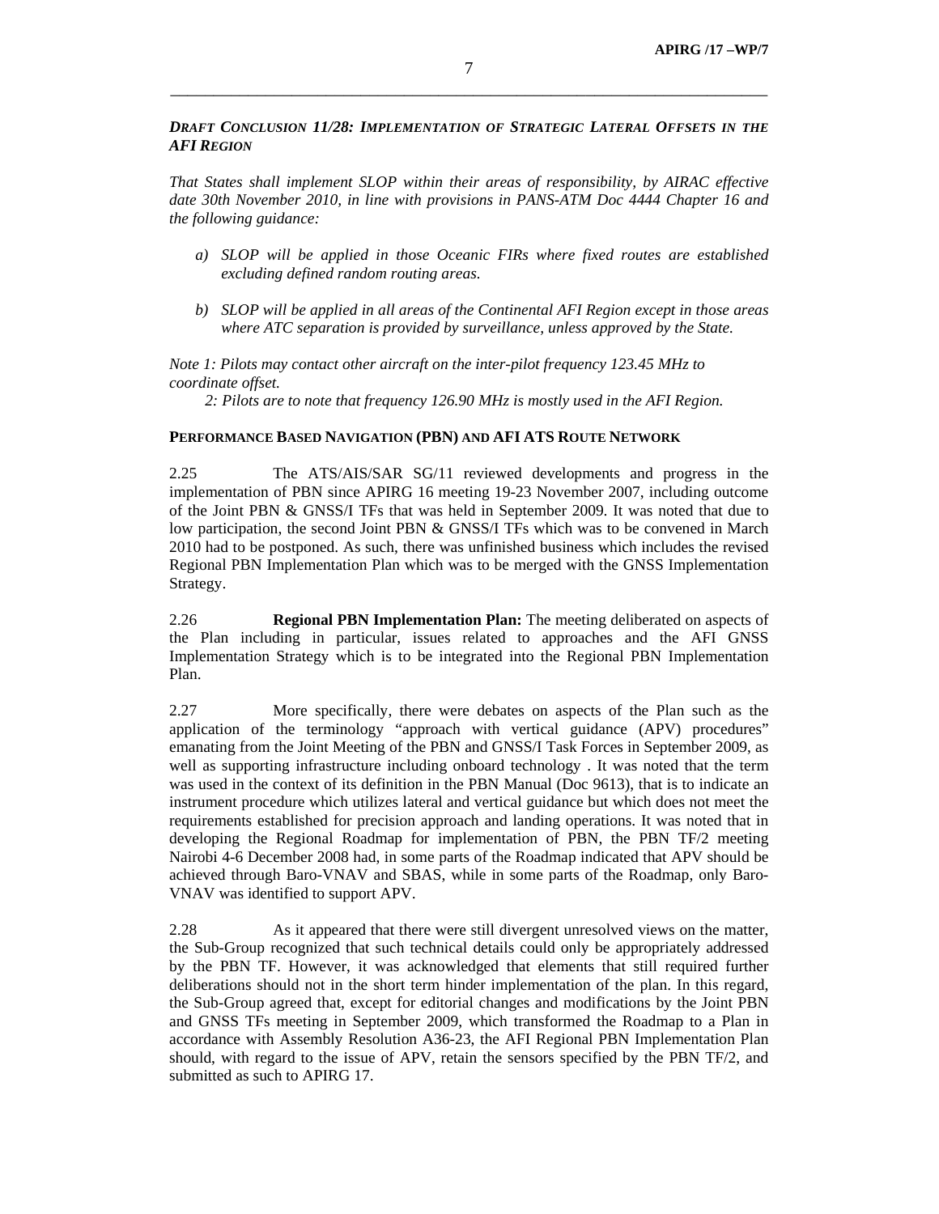***DRAFT CONCLUSION 11/28: IMPLEMENTATION OF STRATEGIC LATERAL OFFSETS IN THE AFI REGION***

*That States shall implement SLOP within their areas of responsibility, by AIRAC effective date 30th November 2010, in line with provisions in PANS-ATM Doc 4444 Chapter 16 and the following guidance:*

- *a) SLOP will be applied in those Oceanic FIRs where fixed routes are established excluding defined random routing areas.*
- *b) SLOP will be applied in all areas of the Continental AFI Region except in those areas where ATC separation is provided by surveillance, unless approved by the State.*

*Note 1: Pilots may contact other aircraft on the inter-pilot frequency 123.45 MHz to coordinate offset.*

*2: Pilots are to note that frequency 126.90 MHz is mostly used in the AFI Region.*

**PERFORMANCE BASED NAVIGATION (PBN) AND AFI ATS ROUTE NETWORK**

2.25 The ATS/AIS/SAR SG/11 reviewed developments and progress in the implementation of PBN since APIRG 16 meeting 19-23 November 2007, including outcome of the Joint PBN & GNSS/I TFs that was held in September 2009. It was noted that due to low participation, the second Joint PBN & GNSS/I TFs which was to be convened in March 2010 had to be postponed. As such, there was unfinished business which includes the revised Regional PBN Implementation Plan which was to be merged with the GNSS Implementation Strategy.

2.26 **Regional PBN Implementation Plan:** The meeting deliberated on aspects of the Plan including in particular, issues related to approaches and the AFI GNSS Implementation Strategy which is to be integrated into the Regional PBN Implementation Plan.

2.27 More specifically, there were debates on aspects of the Plan such as the application of the terminology "approach with vertical guidance (APV) procedures" emanating from the Joint Meeting of the PBN and GNSS/I Task Forces in September 2009, as well as supporting infrastructure including onboard technology . It was noted that the term was used in the context of its definition in the PBN Manual (Doc 9613), that is to indicate an instrument procedure which utilizes lateral and vertical guidance but which does not meet the requirements established for precision approach and landing operations. It was noted that in developing the Regional Roadmap for implementation of PBN, the PBN TF/2 meeting Nairobi 4-6 December 2008 had, in some parts of the Roadmap indicated that APV should be achieved through Baro-VNAV and SBAS, while in some parts of the Roadmap, only Baro-VNAV was identified to support APV.

2.28 As it appeared that there were still divergent unresolved views on the matter, the Sub-Group recognized that such technical details could only be appropriately addressed by the PBN TF. However, it was acknowledged that elements that still required further deliberations should not in the short term hinder implementation of the plan. In this regard, the Sub-Group agreed that, except for editorial changes and modifications by the Joint PBN and GNSS TFs meeting in September 2009, which transformed the Roadmap to a Plan in accordance with Assembly Resolution A36-23, the AFI Regional PBN Implementation Plan should, with regard to the issue of APV, retain the sensors specified by the PBN TF/2, and submitted as such to APIRG 17.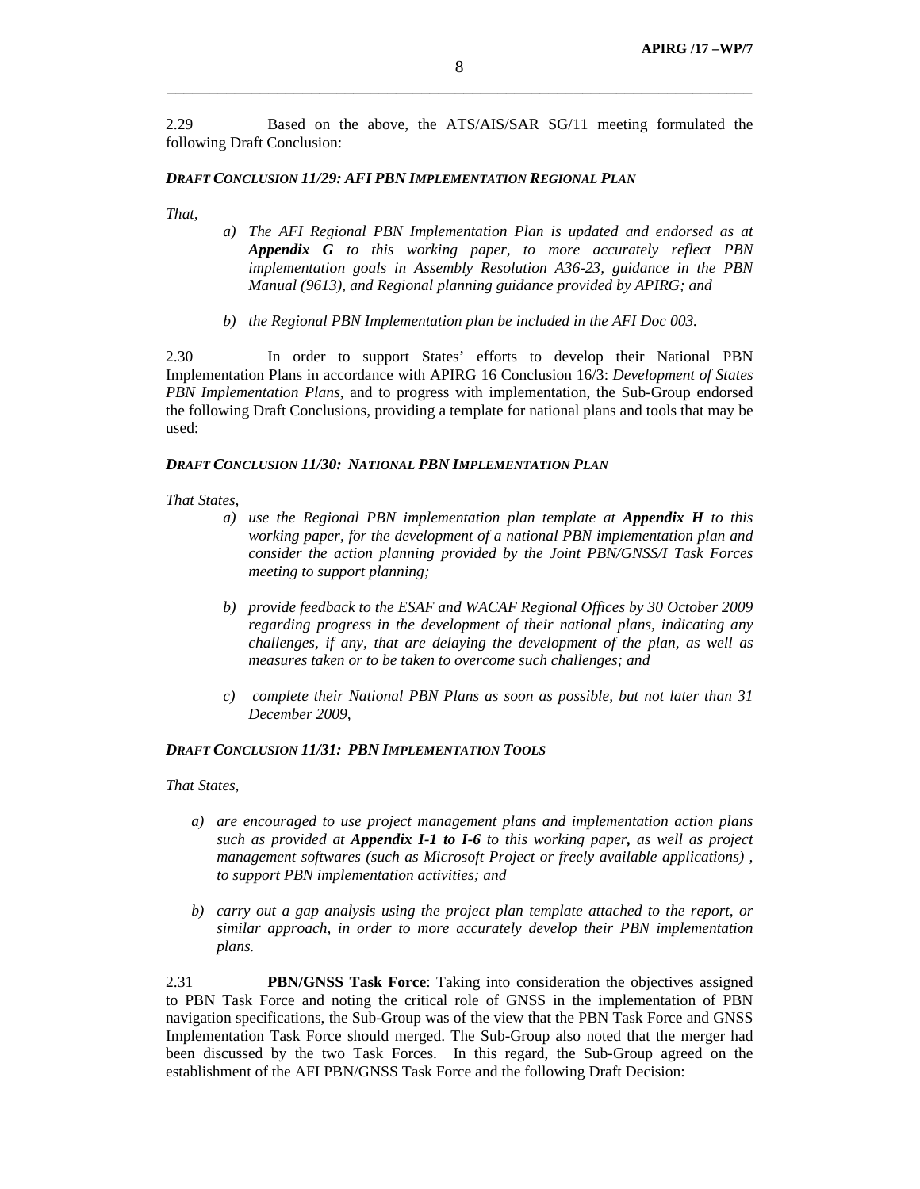2.29 Based on the above, the ATS/AIS/SAR SG/11 meeting formulated the following Draft Conclusion:

***DRAFT CONCLUSION 11/29: AFI PBN IMPLEMENTATION REGIONAL PLAN***

*That,*

*a) The AFI Regional PBN Implementation Plan is updated and endorsed as at **Appendix G** to this working paper, to more accurately reflect PBN implementation goals in Assembly Resolution A36-23, guidance in the PBN Manual (9613), and Regional planning guidance provided by APIRG; and*

*b) the Regional PBN Implementation plan be included in the AFI Doc 003.*

2.30 In order to support States' efforts to develop their National PBN Implementation Plans in accordance with APIRG 16 Conclusion 16/3: *Development of States PBN Implementation Plans*, and to progress with implementation, the Sub-Group endorsed the following Draft Conclusions, providing a template for national plans and tools that may be used:

***DRAFT CONCLUSION 11/30: NATIONAL PBN IMPLEMENTATION PLAN***

*That States,*

*a) use the Regional PBN implementation plan template at **Appendix H** to this working paper, for the development of a national PBN implementation plan and consider the action planning provided by the Joint PBN/GNSS/I Task Forces meeting to support planning;*

*b) provide feedback to the ESAF and WACAF Regional Offices by 30 October 2009 regarding progress in the development of their national plans, indicating any challenges, if any, that are delaying the development of the plan, as well as measures taken or to be taken to overcome such challenges; and*

*c) complete their National PBN Plans as soon as possible, but not later than 31 December 2009,*

***DRAFT CONCLUSION 11/31: PBN IMPLEMENTATION TOOLS***

*That States,*

*a) are encouraged to use project management plans and implementation action plans such as provided at **Appendix I-1 to I-6** to this working paper**,** as well as project management softwares (such as Microsoft Project or freely available applications) , to support PBN implementation activities; and*

*b) carry out a gap analysis using the project plan template attached to the report, or similar approach, in order to more accurately develop their PBN implementation plans.*

2.31 **PBN/GNSS Task Force**: Taking into consideration the objectives assigned to PBN Task Force and noting the critical role of GNSS in the implementation of PBN navigation specifications, the Sub-Group was of the view that the PBN Task Force and GNSS Implementation Task Force should merged. The Sub-Group also noted that the merger had been discussed by the two Task Forces. In this regard, the Sub-Group agreed on the establishment of the AFI PBN/GNSS Task Force and the following Draft Decision: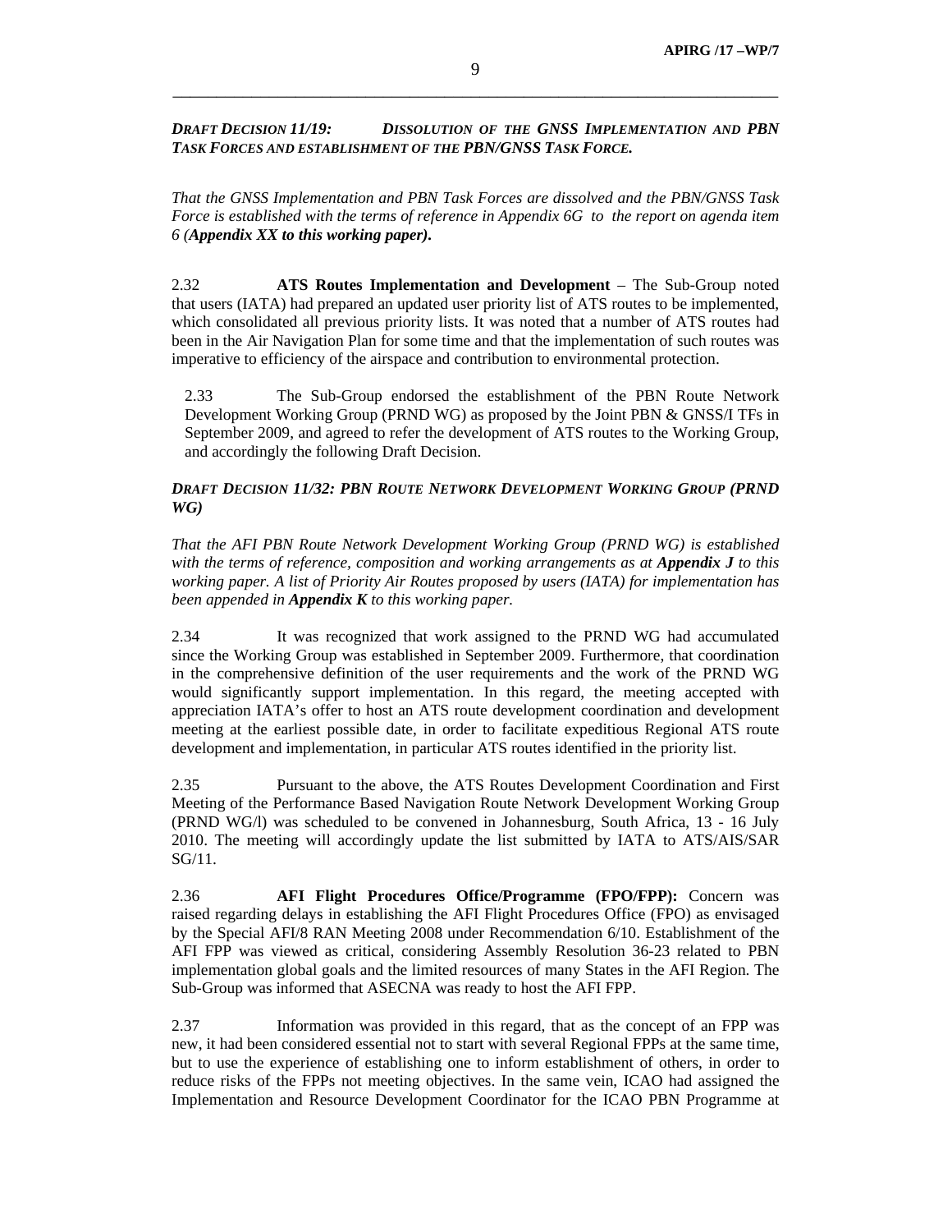***DRAFT DECISION 11/19: DISSOLUTION OF THE GNSS IMPLEMENTATION AND PBN TASK FORCES AND ESTABLISHMENT OF THE PBN/GNSS TASK FORCE.***

*That the GNSS Implementation and PBN Task Forces are dissolved and the PBN/GNSS Task Force is established with the terms of reference in Appendix 6G to the report on agenda item 6 (**Appendix XX to this working paper**).*

2.32 **ATS Routes Implementation and Development** – The Sub-Group noted that users (IATA) had prepared an updated user priority list of ATS routes to be implemented, which consolidated all previous priority lists. It was noted that a number of ATS routes had been in the Air Navigation Plan for some time and that the implementation of such routes was imperative to efficiency of the airspace and contribution to environmental protection.

2.33 The Sub-Group endorsed the establishment of the PBN Route Network Development Working Group (PRND WG) as proposed by the Joint PBN & GNSS/I TFs in September 2009, and agreed to refer the development of ATS routes to the Working Group, and accordingly the following Draft Decision.

***DRAFT DECISION 11/32: PBN ROUTE NETWORK DEVELOPMENT WORKING GROUP (PRND WG)***

*That the AFI PBN Route Network Development Working Group (PRND WG) is established with the terms of reference, composition and working arrangements as at **Appendix J** to this working paper. A list of Priority Air Routes proposed by users (IATA) for implementation has been appended in **Appendix K** to this working paper.*

2.34 It was recognized that work assigned to the PRND WG had accumulated since the Working Group was established in September 2009. Furthermore, that coordination in the comprehensive definition of the user requirements and the work of the PRND WG would significantly support implementation. In this regard, the meeting accepted with appreciation IATA's offer to host an ATS route development coordination and development meeting at the earliest possible date, in order to facilitate expeditious Regional ATS route development and implementation, in particular ATS routes identified in the priority list.

2.35 Pursuant to the above, the ATS Routes Development Coordination and First Meeting of the Performance Based Navigation Route Network Development Working Group (PRND WG/l) was scheduled to be convened in Johannesburg, South Africa, 13 - 16 July 2010. The meeting will accordingly update the list submitted by IATA to ATS/AIS/SAR SG/11.

2.36 **AFI Flight Procedures Office/Programme (FPO/FPP):** Concern was raised regarding delays in establishing the AFI Flight Procedures Office (FPO) as envisaged by the Special AFI/8 RAN Meeting 2008 under Recommendation 6/10. Establishment of the AFI FPP was viewed as critical, considering Assembly Resolution 36-23 related to PBN implementation global goals and the limited resources of many States in the AFI Region. The Sub-Group was informed that ASECNA was ready to host the AFI FPP.

2.37 Information was provided in this regard, that as the concept of an FPP was new, it had been considered essential not to start with several Regional FPPs at the same time, but to use the experience of establishing one to inform establishment of others, in order to reduce risks of the FPPs not meeting objectives. In the same vein, ICAO had assigned the Implementation and Resource Development Coordinator for the ICAO PBN Programme at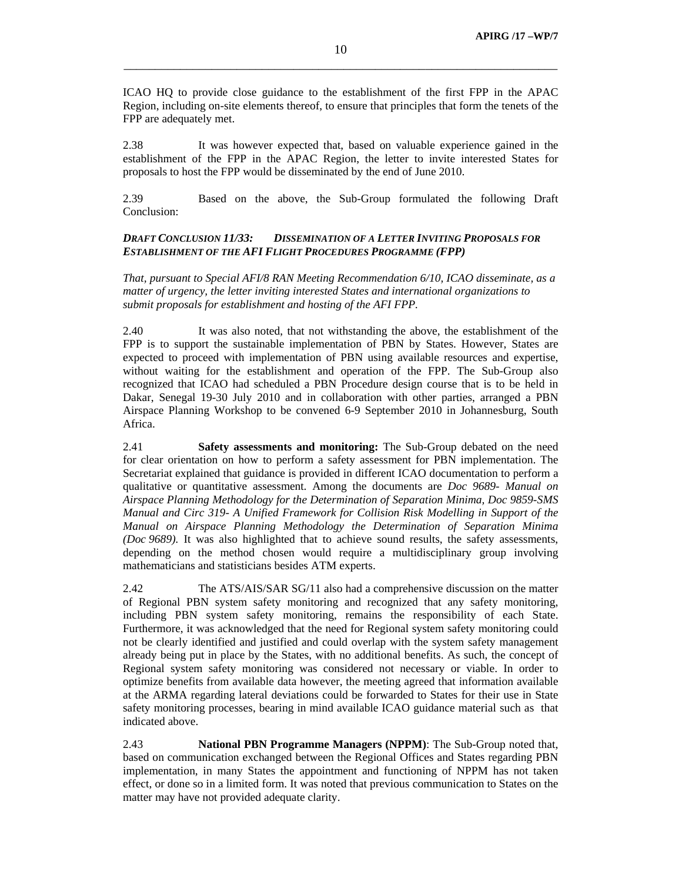ICAO HQ to provide close guidance to the establishment of the first FPP in the APAC Region, including on-site elements thereof, to ensure that principles that form the tenets of the FPP are adequately met.

2.38 It was however expected that, based on valuable experience gained in the establishment of the FPP in the APAC Region, the letter to invite interested States for proposals to host the FPP would be disseminated by the end of June 2010.

2.39 Based on the above, the Sub-Group formulated the following Draft Conclusion:

***DRAFT CONCLUSION 11/33: DISSEMINATION OF A LETTER INVITING PROPOSALS FOR ESTABLISHMENT OF THE AFI FLIGHT PROCEDURES PROGRAMME (FPP)***

*That, pursuant to Special AFI/8 RAN Meeting Recommendation 6/10, ICAO disseminate, as a matter of urgency, the letter inviting interested States and international organizations to submit proposals for establishment and hosting of the AFI FPP.*

2.40 It was also noted, that not withstanding the above, the establishment of the FPP is to support the sustainable implementation of PBN by States. However, States are expected to proceed with implementation of PBN using available resources and expertise, without waiting for the establishment and operation of the FPP. The Sub-Group also recognized that ICAO had scheduled a PBN Procedure design course that is to be held in Dakar, Senegal 19-30 July 2010 and in collaboration with other parties, arranged a PBN Airspace Planning Workshop to be convened 6-9 September 2010 in Johannesburg, South Africa.

2.41 **Safety assessments and monitoring:** The Sub-Group debated on the need for clear orientation on how to perform a safety assessment for PBN implementation. The Secretariat explained that guidance is provided in different ICAO documentation to perform a qualitative or quantitative assessment. Among the documents are *Doc 9689- Manual on Airspace Planning Methodology for the Determination of Separation Minima, Doc 9859-SMS Manual and Circ 319- A Unified Framework for Collision Risk Modelling in Support of the Manual on Airspace Planning Methodology the Determination of Separation Minima (Doc 9689).* It was also highlighted that to achieve sound results, the safety assessments, depending on the method chosen would require a multidisciplinary group involving mathematicians and statisticians besides ATM experts.

2.42 The ATS/AIS/SAR SG/11 also had a comprehensive discussion on the matter of Regional PBN system safety monitoring and recognized that any safety monitoring, including PBN system safety monitoring, remains the responsibility of each State. Furthermore, it was acknowledged that the need for Regional system safety monitoring could not be clearly identified and justified and could overlap with the system safety management already being put in place by the States, with no additional benefits. As such, the concept of Regional system safety monitoring was considered not necessary or viable. In order to optimize benefits from available data however, the meeting agreed that information available at the ARMA regarding lateral deviations could be forwarded to States for their use in State safety monitoring processes, bearing in mind available ICAO guidance material such as that indicated above.

2.43 **National PBN Programme Managers (NPPM)**: The Sub-Group noted that, based on communication exchanged between the Regional Offices and States regarding PBN implementation, in many States the appointment and functioning of NPPM has not taken effect, or done so in a limited form. It was noted that previous communication to States on the matter may have not provided adequate clarity.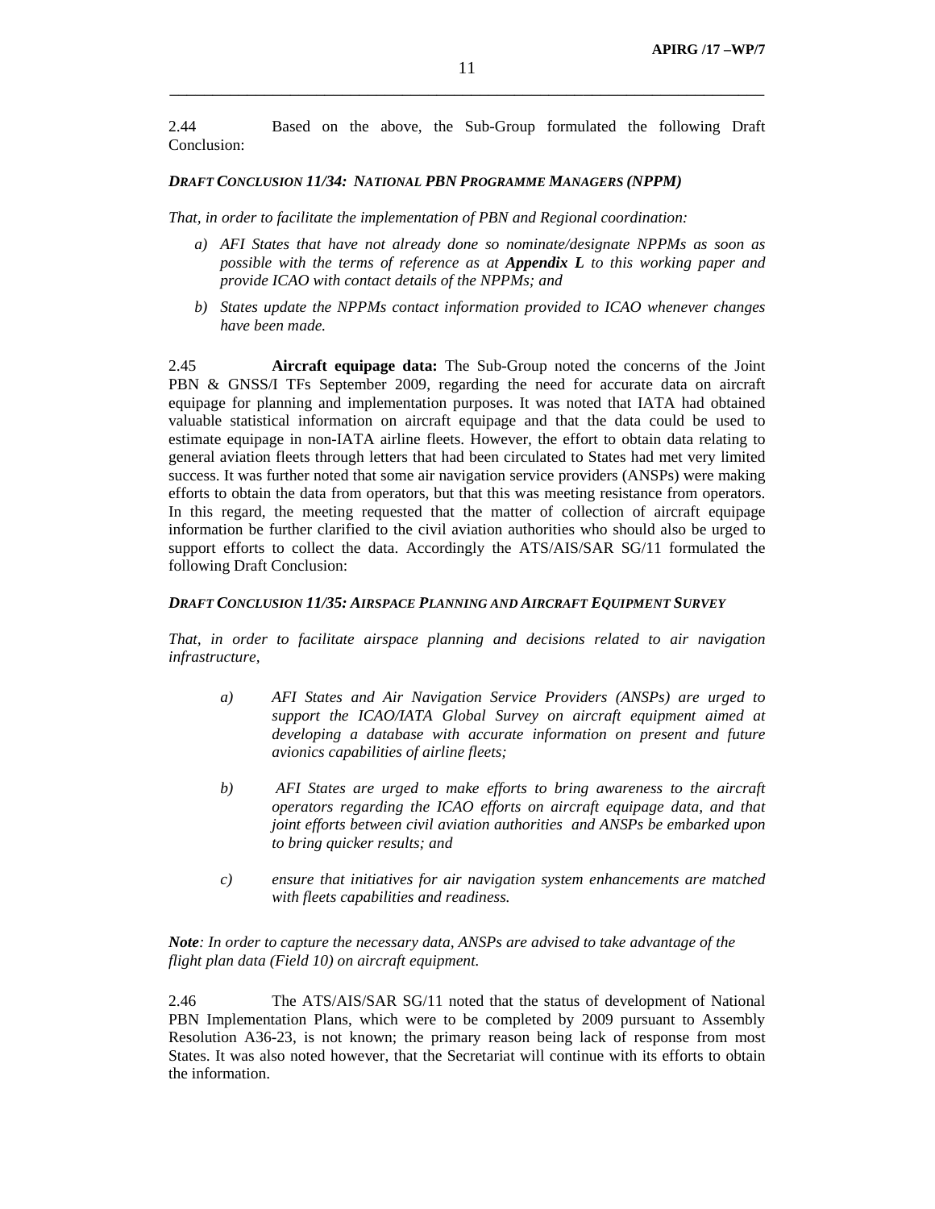2.44 Based on the above, the Sub-Group formulated the following Draft Conclusion:

***DRAFT CONCLUSION 11/34: NATIONAL PBN PROGRAMME MANAGERS (NPPM)***

*That, in order to facilitate the implementation of PBN and Regional coordination:*

*a) AFI States that have not already done so nominate/designate NPPMs as soon as possible with the terms of reference as at* ***Appendix L*** *to this working paper and provide ICAO with contact details of the NPPMs; and*

*b) States update the NPPMs contact information provided to ICAO whenever changes have been made.*

2.45 **Aircraft equipage data:** The Sub-Group noted the concerns of the Joint PBN & GNSS/I TFs September 2009, regarding the need for accurate data on aircraft equipage for planning and implementation purposes. It was noted that IATA had obtained valuable statistical information on aircraft equipage and that the data could be used to estimate equipage in non-IATA airline fleets. However, the effort to obtain data relating to general aviation fleets through letters that had been circulated to States had met very limited success. It was further noted that some air navigation service providers (ANSPs) were making efforts to obtain the data from operators, but that this was meeting resistance from operators. In this regard, the meeting requested that the matter of collection of aircraft equipage information be further clarified to the civil aviation authorities who should also be urged to support efforts to collect the data. Accordingly the ATS/AIS/SAR SG/11 formulated the following Draft Conclusion:

***DRAFT CONCLUSION 11/35: AIRSPACE PLANNING AND AIRCRAFT EQUIPMENT SURVEY***

*That, in order to facilitate airspace planning and decisions related to air navigation infrastructure,*

*a) AFI States and Air Navigation Service Providers (ANSPs) are urged to support the ICAO/IATA Global Survey on aircraft equipment aimed at developing a database with accurate information on present and future avionics capabilities of airline fleets;*

*b) AFI States are urged to make efforts to bring awareness to the aircraft operators regarding the ICAO efforts on aircraft equipage data, and that joint efforts between civil aviation authorities and ANSPs be embarked upon to bring quicker results; and*

*c) ensure that initiatives for air navigation system enhancements are matched with fleets capabilities and readiness.*

***Note****: In order to capture the necessary data, ANSPs are advised to take advantage of the flight plan data (Field 10) on aircraft equipment.*

2.46 The ATS/AIS/SAR SG/11 noted that the status of development of National PBN Implementation Plans, which were to be completed by 2009 pursuant to Assembly Resolution A36-23, is not known; the primary reason being lack of response from most States. It was also noted however, that the Secretariat will continue with its efforts to obtain the information.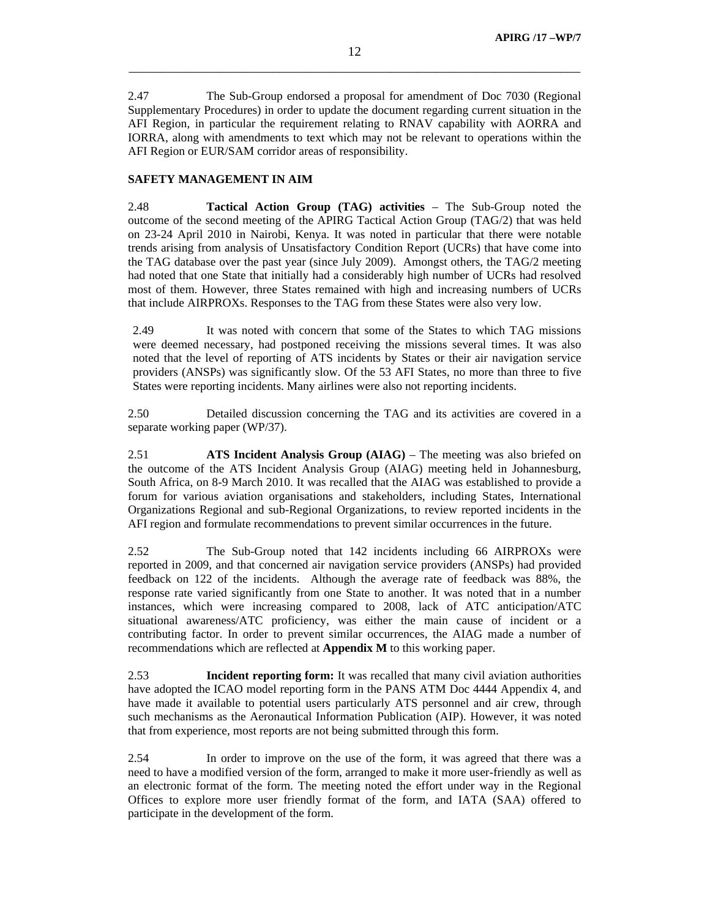2.47 The Sub-Group endorsed a proposal for amendment of Doc 7030 (Regional Supplementary Procedures) in order to update the document regarding current situation in the AFI Region, in particular the requirement relating to RNAV capability with AORRA and IORRA, along with amendments to text which may not be relevant to operations within the AFI Region or EUR/SAM corridor areas of responsibility.

**SAFETY MANAGEMENT IN AIM**

2.48 **Tactical Action Group (TAG) activities** – The Sub-Group noted the outcome of the second meeting of the APIRG Tactical Action Group (TAG/2) that was held on 23-24 April 2010 in Nairobi, Kenya. It was noted in particular that there were notable trends arising from analysis of Unsatisfactory Condition Report (UCRs) that have come into the TAG database over the past year (since July 2009). Amongst others, the TAG/2 meeting had noted that one State that initially had a considerably high number of UCRs had resolved most of them. However, three States remained with high and increasing numbers of UCRs that include AIRPROXs. Responses to the TAG from these States were also very low.

2.49 It was noted with concern that some of the States to which TAG missions were deemed necessary, had postponed receiving the missions several times. It was also noted that the level of reporting of ATS incidents by States or their air navigation service providers (ANSPs) was significantly slow. Of the 53 AFI States, no more than three to five States were reporting incidents. Many airlines were also not reporting incidents.

2.50 Detailed discussion concerning the TAG and its activities are covered in a separate working paper (WP/37).

2.51 **ATS Incident Analysis Group (AIAG)** – The meeting was also briefed on the outcome of the ATS Incident Analysis Group (AIAG) meeting held in Johannesburg, South Africa, on 8-9 March 2010. It was recalled that the AIAG was established to provide a forum for various aviation organisations and stakeholders, including States, International Organizations Regional and sub-Regional Organizations, to review reported incidents in the AFI region and formulate recommendations to prevent similar occurrences in the future.

2.52 The Sub-Group noted that 142 incidents including 66 AIRPROXs were reported in 2009, and that concerned air navigation service providers (ANSPs) had provided feedback on 122 of the incidents. Although the average rate of feedback was 88%, the response rate varied significantly from one State to another. It was noted that in a number instances, which were increasing compared to 2008, lack of ATC anticipation/ATC situational awareness/ATC proficiency, was either the main cause of incident or a contributing factor. In order to prevent similar occurrences, the AIAG made a number of recommendations which are reflected at **Appendix M** to this working paper.

2.53 **Incident reporting form:** It was recalled that many civil aviation authorities have adopted the ICAO model reporting form in the PANS ATM Doc 4444 Appendix 4, and have made it available to potential users particularly ATS personnel and air crew, through such mechanisms as the Aeronautical Information Publication (AIP). However, it was noted that from experience, most reports are not being submitted through this form.

2.54 In order to improve on the use of the form, it was agreed that there was a need to have a modified version of the form, arranged to make it more user-friendly as well as an electronic format of the form. The meeting noted the effort under way in the Regional Offices to explore more user friendly format of the form, and IATA (SAA) offered to participate in the development of the form.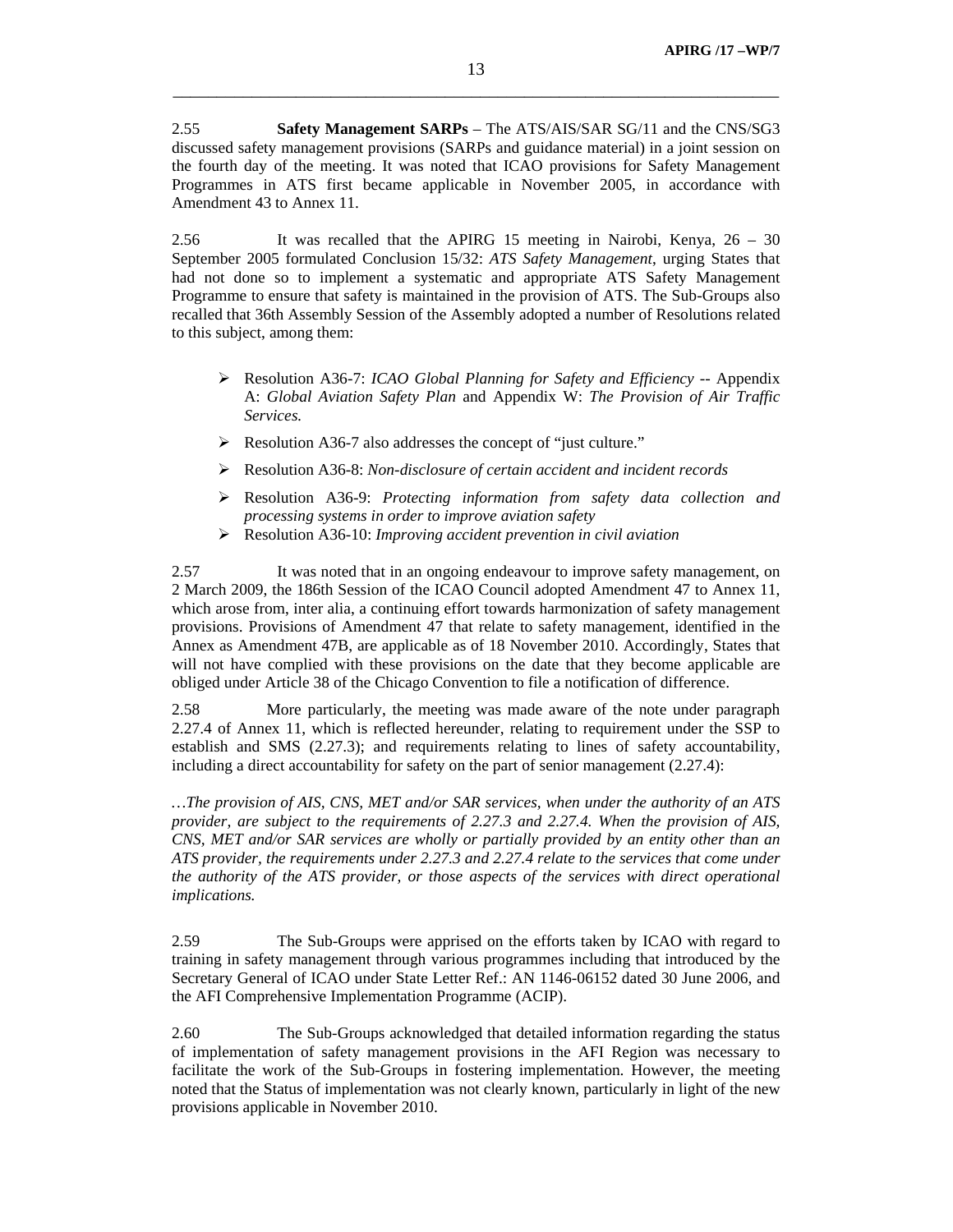2.55 **Safety Management SARPs** – The ATS/AIS/SAR SG/11 and the CNS/SG3 discussed safety management provisions (SARPs and guidance material) in a joint session on the fourth day of the meeting. It was noted that ICAO provisions for Safety Management Programmes in ATS first became applicable in November 2005, in accordance with Amendment 43 to Annex 11.

2.56 It was recalled that the APIRG 15 meeting in Nairobi, Kenya, 26 – 30 September 2005 formulated Conclusion 15/32: *ATS Safety Management*, urging States that had not done so to implement a systematic and appropriate ATS Safety Management Programme to ensure that safety is maintained in the provision of ATS. The Sub-Groups also recalled that 36th Assembly Session of the Assembly adopted a number of Resolutions related to this subject, among them:

- Resolution A36-7: *ICAO Global Planning for Safety and Efficiency* -- Appendix A: *Global Aviation Safety Plan* and Appendix W: *The Provision of Air Traffic Services.*
- Resolution A36-7 also addresses the concept of "just culture."
- Resolution A36-8: *Non-disclosure of certain accident and incident records*
- Resolution A36-9: *Protecting information from safety data collection and processing systems in order to improve aviation safety*
- Resolution A36-10: *Improving accident prevention in civil aviation*

2.57 It was noted that in an ongoing endeavour to improve safety management, on 2 March 2009, the 186th Session of the ICAO Council adopted Amendment 47 to Annex 11, which arose from, inter alia, a continuing effort towards harmonization of safety management provisions. Provisions of Amendment 47 that relate to safety management, identified in the Annex as Amendment 47B, are applicable as of 18 November 2010. Accordingly, States that will not have complied with these provisions on the date that they become applicable are obliged under Article 38 of the Chicago Convention to file a notification of difference.

2.58 More particularly, the meeting was made aware of the note under paragraph 2.27.4 of Annex 11, which is reflected hereunder, relating to requirement under the SSP to establish and SMS (2.27.3); and requirements relating to lines of safety accountability, including a direct accountability for safety on the part of senior management (2.27.4):

*…The provision of AIS, CNS, MET and/or SAR services, when under the authority of an ATS provider, are subject to the requirements of 2.27.3 and 2.27.4. When the provision of AIS, CNS, MET and/or SAR services are wholly or partially provided by an entity other than an ATS provider, the requirements under 2.27.3 and 2.27.4 relate to the services that come under the authority of the ATS provider, or those aspects of the services with direct operational implications.*

2.59 The Sub-Groups were apprised on the efforts taken by ICAO with regard to training in safety management through various programmes including that introduced by the Secretary General of ICAO under State Letter Ref.: AN 1146-06152 dated 30 June 2006, and the AFI Comprehensive Implementation Programme (ACIP).

2.60 The Sub-Groups acknowledged that detailed information regarding the status of implementation of safety management provisions in the AFI Region was necessary to facilitate the work of the Sub-Groups in fostering implementation. However, the meeting noted that the Status of implementation was not clearly known, particularly in light of the new provisions applicable in November 2010.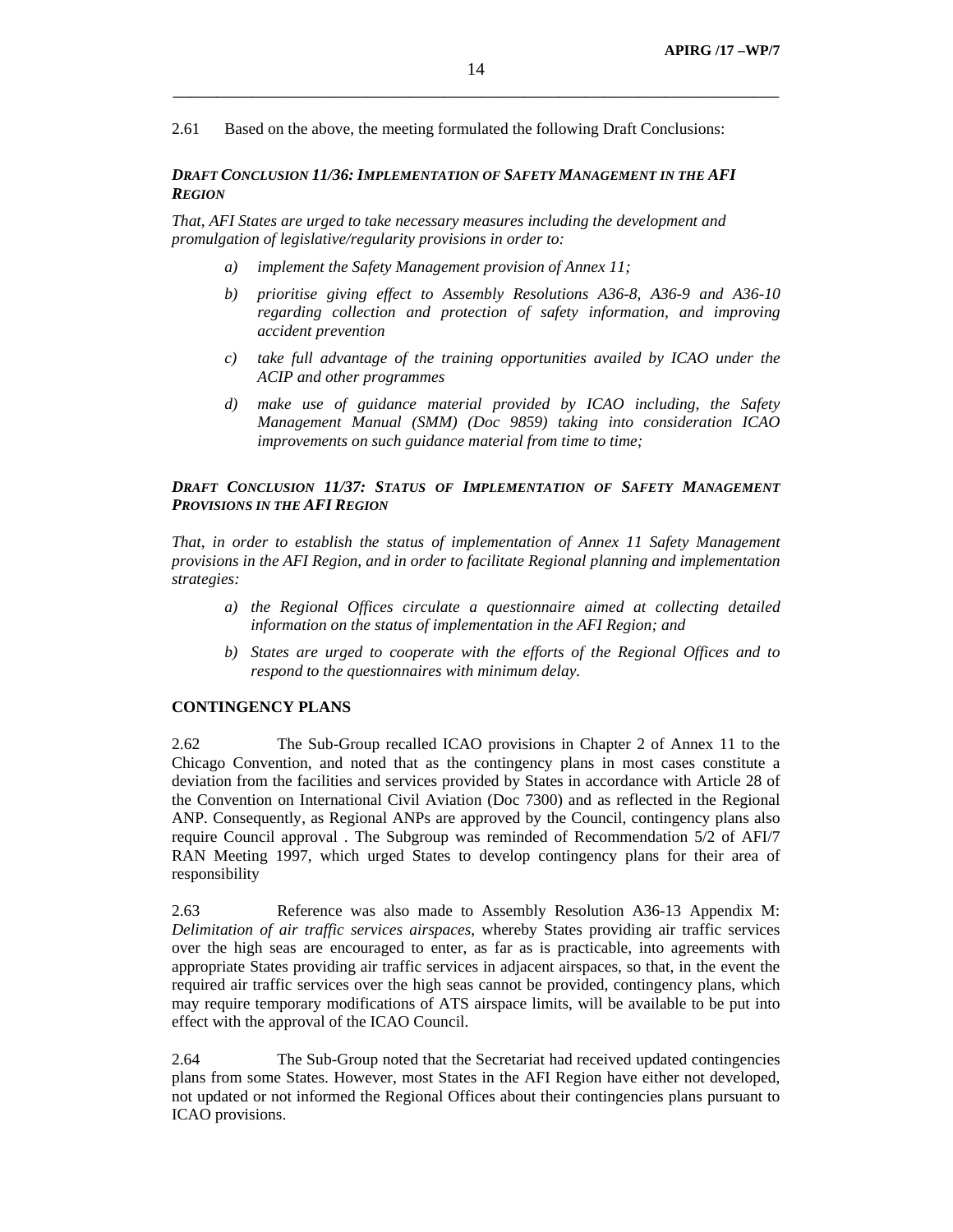2.61 Based on the above, the meeting formulated the following Draft Conclusions:

***DRAFT CONCLUSION 11/36: IMPLEMENTATION OF SAFETY MANAGEMENT IN THE AFI REGION***

*That, AFI States are urged to take necessary measures including the development and promulgation of legislative/regularity provisions in order to:*

*a) implement the Safety Management provision of Annex 11;*

*b) prioritise giving effect to Assembly Resolutions A36-8, A36-9 and A36-10 regarding collection and protection of safety information, and improving accident prevention*

*c) take full advantage of the training opportunities availed by ICAO under the ACIP and other programmes*

*d) make use of guidance material provided by ICAO including, the Safety Management Manual (SMM) (Doc 9859) taking into consideration ICAO improvements on such guidance material from time to time;*

***DRAFT CONCLUSION 11/37: STATUS OF IMPLEMENTATION OF SAFETY MANAGEMENT PROVISIONS IN THE AFI REGION***

*That, in order to establish the status of implementation of Annex 11 Safety Management provisions in the AFI Region, and in order to facilitate Regional planning and implementation strategies:*

*a) the Regional Offices circulate a questionnaire aimed at collecting detailed information on the status of implementation in the AFI Region; and*

*b) States are urged to cooperate with the efforts of the Regional Offices and to respond to the questionnaires with minimum delay.*

**CONTINGENCY PLANS**

2.62 The Sub-Group recalled ICAO provisions in Chapter 2 of Annex 11 to the Chicago Convention, and noted that as the contingency plans in most cases constitute a deviation from the facilities and services provided by States in accordance with Article 28 of the Convention on International Civil Aviation (Doc 7300) and as reflected in the Regional ANP. Consequently, as Regional ANPs are approved by the Council, contingency plans also require Council approval . The Subgroup was reminded of Recommendation 5/2 of AFI/7 RAN Meeting 1997, which urged States to develop contingency plans for their area of responsibility

2.63 Reference was also made to Assembly Resolution A36-13 Appendix M: *Delimitation of air traffic services airspaces*, whereby States providing air traffic services over the high seas are encouraged to enter, as far as is practicable, into agreements with appropriate States providing air traffic services in adjacent airspaces, so that, in the event the required air traffic services over the high seas cannot be provided, contingency plans, which may require temporary modifications of ATS airspace limits, will be available to be put into effect with the approval of the ICAO Council.

2.64 The Sub-Group noted that the Secretariat had received updated contingencies plans from some States. However, most States in the AFI Region have either not developed, not updated or not informed the Regional Offices about their contingencies plans pursuant to ICAO provisions.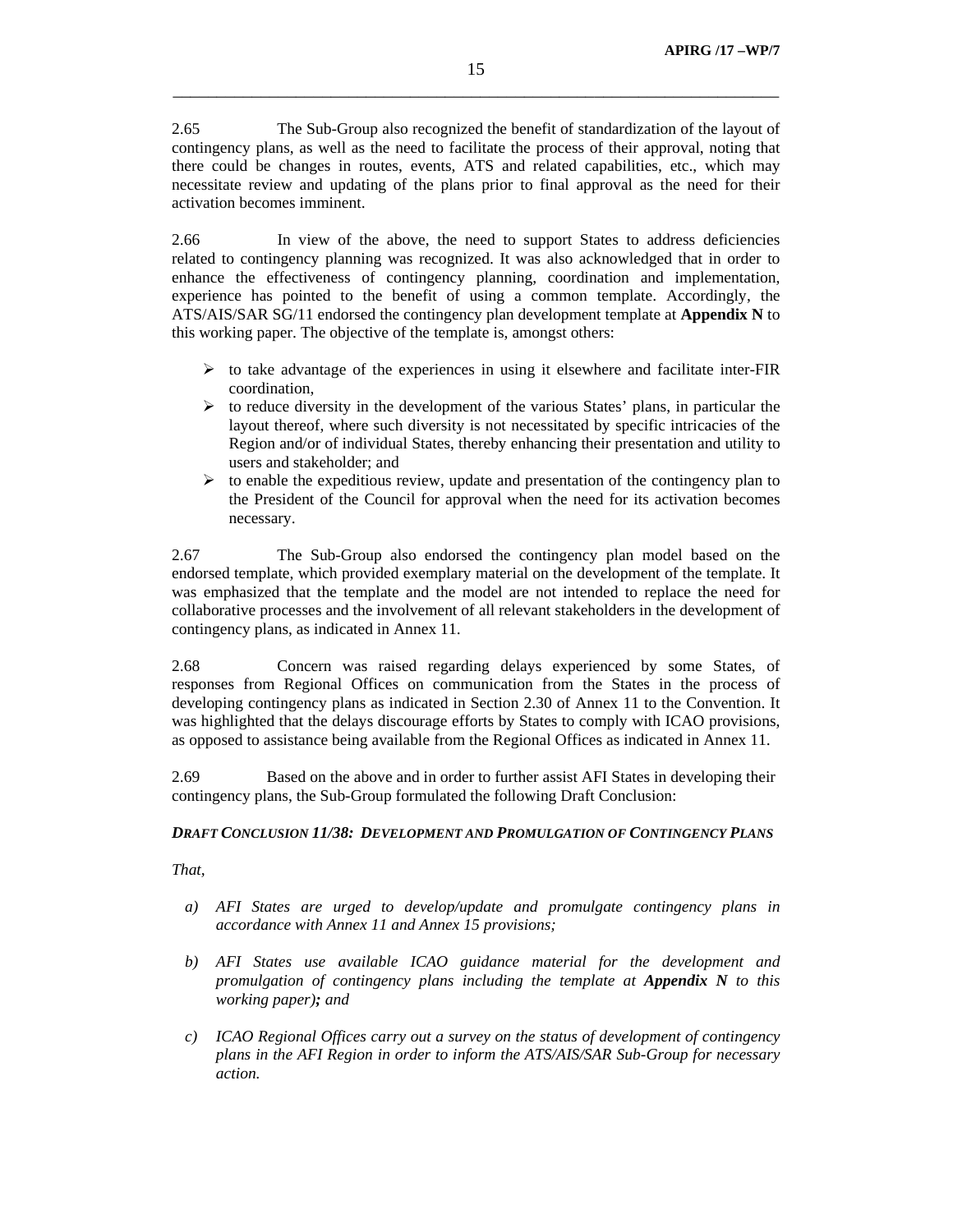2.65 The Sub-Group also recognized the benefit of standardization of the layout of contingency plans, as well as the need to facilitate the process of their approval, noting that there could be changes in routes, events, ATS and related capabilities, etc., which may necessitate review and updating of the plans prior to final approval as the need for their activation becomes imminent.

2.66 In view of the above, the need to support States to address deficiencies related to contingency planning was recognized. It was also acknowledged that in order to enhance the effectiveness of contingency planning, coordination and implementation, experience has pointed to the benefit of using a common template. Accordingly, the ATS/AIS/SAR SG/11 endorsed the contingency plan development template at **Appendix N** to this working paper. The objective of the template is, amongst others:

- to take advantage of the experiences in using it elsewhere and facilitate inter-FIR coordination,
- to reduce diversity in the development of the various States' plans, in particular the layout thereof, where such diversity is not necessitated by specific intricacies of the Region and/or of individual States, thereby enhancing their presentation and utility to users and stakeholder; and
- to enable the expeditious review, update and presentation of the contingency plan to the President of the Council for approval when the need for its activation becomes necessary.

2.67 The Sub-Group also endorsed the contingency plan model based on the endorsed template, which provided exemplary material on the development of the template. It was emphasized that the template and the model are not intended to replace the need for collaborative processes and the involvement of all relevant stakeholders in the development of contingency plans, as indicated in Annex 11.

2.68 Concern was raised regarding delays experienced by some States, of responses from Regional Offices on communication from the States in the process of developing contingency plans as indicated in Section 2.30 of Annex 11 to the Convention. It was highlighted that the delays discourage efforts by States to comply with ICAO provisions, as opposed to assistance being available from the Regional Offices as indicated in Annex 11.

2.69 Based on the above and in order to further assist AFI States in developing their contingency plans, the Sub-Group formulated the following Draft Conclusion:

***DRAFT CONCLUSION 11/38: DEVELOPMENT AND PROMULGATION OF CONTINGENCY PLANS***

*That,*

*a) AFI States are urged to develop/update and promulgate contingency plans in accordance with Annex 11 and Annex 15 provisions;*

*b) AFI States use available ICAO guidance material for the development and promulgation of contingency plans including the template at **Appendix N** to this working paper**)**; and*

*c) ICAO Regional Offices carry out a survey on the status of development of contingency plans in the AFI Region in order to inform the ATS/AIS/SAR Sub-Group for necessary action.*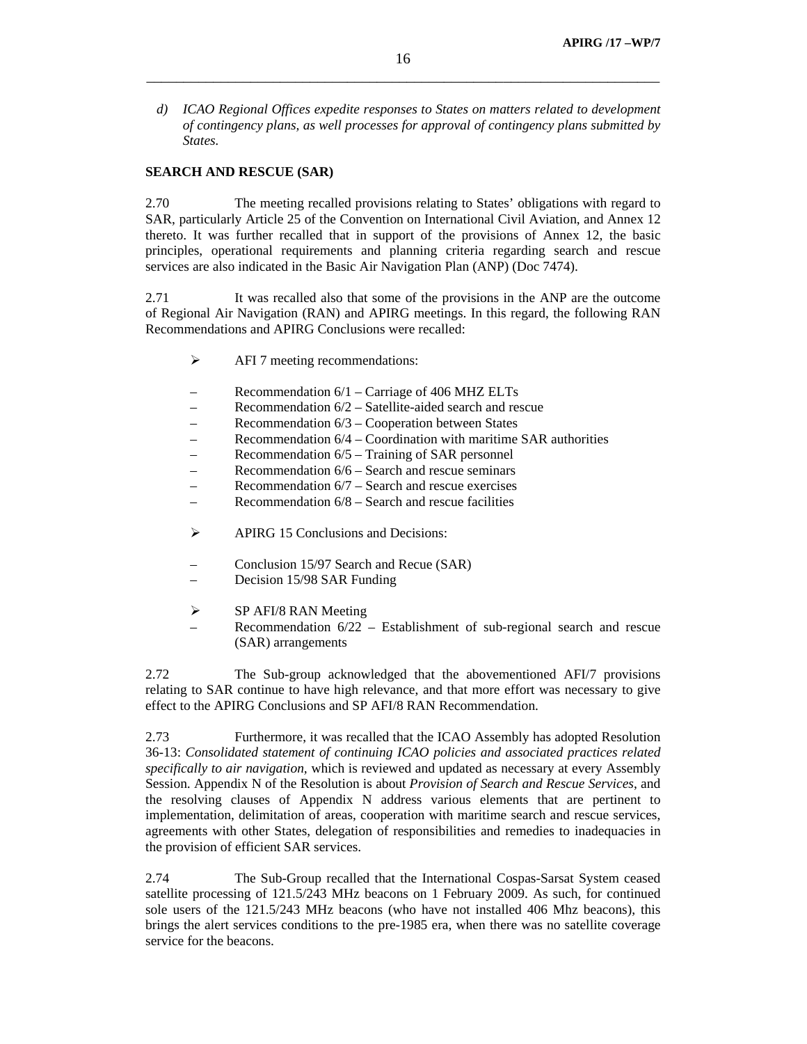*d) ICAO Regional Offices expedite responses to States on matters related to development of contingency plans, as well processes for approval of contingency plans submitted by States.*

**SEARCH AND RESCUE (SAR)**

2.70 The meeting recalled provisions relating to States' obligations with regard to SAR, particularly Article 25 of the Convention on International Civil Aviation, and Annex 12 thereto. It was further recalled that in support of the provisions of Annex 12, the basic principles, operational requirements and planning criteria regarding search and rescue services are also indicated in the Basic Air Navigation Plan (ANP) (Doc 7474).

2.71 It was recalled also that some of the provisions in the ANP are the outcome of Regional Air Navigation (RAN) and APIRG meetings. In this regard, the following RAN Recommendations and APIRG Conclusions were recalled:

- AFI 7 meeting recommendations:
  - Recommendation 6/1 – Carriage of 406 MHZ ELTs
  - Recommendation 6/2 – Satellite-aided search and rescue
  - Recommendation 6/3 – Cooperation between States
  - Recommendation 6/4 – Coordination with maritime SAR authorities
  - Recommendation 6/5 – Training of SAR personnel
  - Recommendation 6/6 – Search and rescue seminars
  - Recommendation 6/7 – Search and rescue exercises
  - Recommendation 6/8 – Search and rescue facilities
- APIRG 15 Conclusions and Decisions:
  - Conclusion 15/97 Search and Recue (SAR)
  - Decision 15/98 SAR Funding
- SP AFI/8 RAN Meeting
  - Recommendation 6/22 – Establishment of sub-regional search and rescue (SAR) arrangements

2.72 The Sub-group acknowledged that the abovementioned AFI/7 provisions relating to SAR continue to have high relevance, and that more effort was necessary to give effect to the APIRG Conclusions and SP AFI/8 RAN Recommendation.

2.73 Furthermore, it was recalled that the ICAO Assembly has adopted Resolution 36-13: *Consolidated statement of continuing ICAO policies and associated practices related specifically to air navigation,* which is reviewed and updated as necessary at every Assembly Session. Appendix N of the Resolution is about *Provision of Search and Rescue Services*, and the resolving clauses of Appendix N address various elements that are pertinent to implementation, delimitation of areas, cooperation with maritime search and rescue services, agreements with other States, delegation of responsibilities and remedies to inadequacies in the provision of efficient SAR services.

2.74 The Sub-Group recalled that the International Cospas-Sarsat System ceased satellite processing of 121.5/243 MHz beacons on 1 February 2009. As such, for continued sole users of the 121.5/243 MHz beacons (who have not installed 406 Mhz beacons), this brings the alert services conditions to the pre-1985 era, when there was no satellite coverage service for the beacons.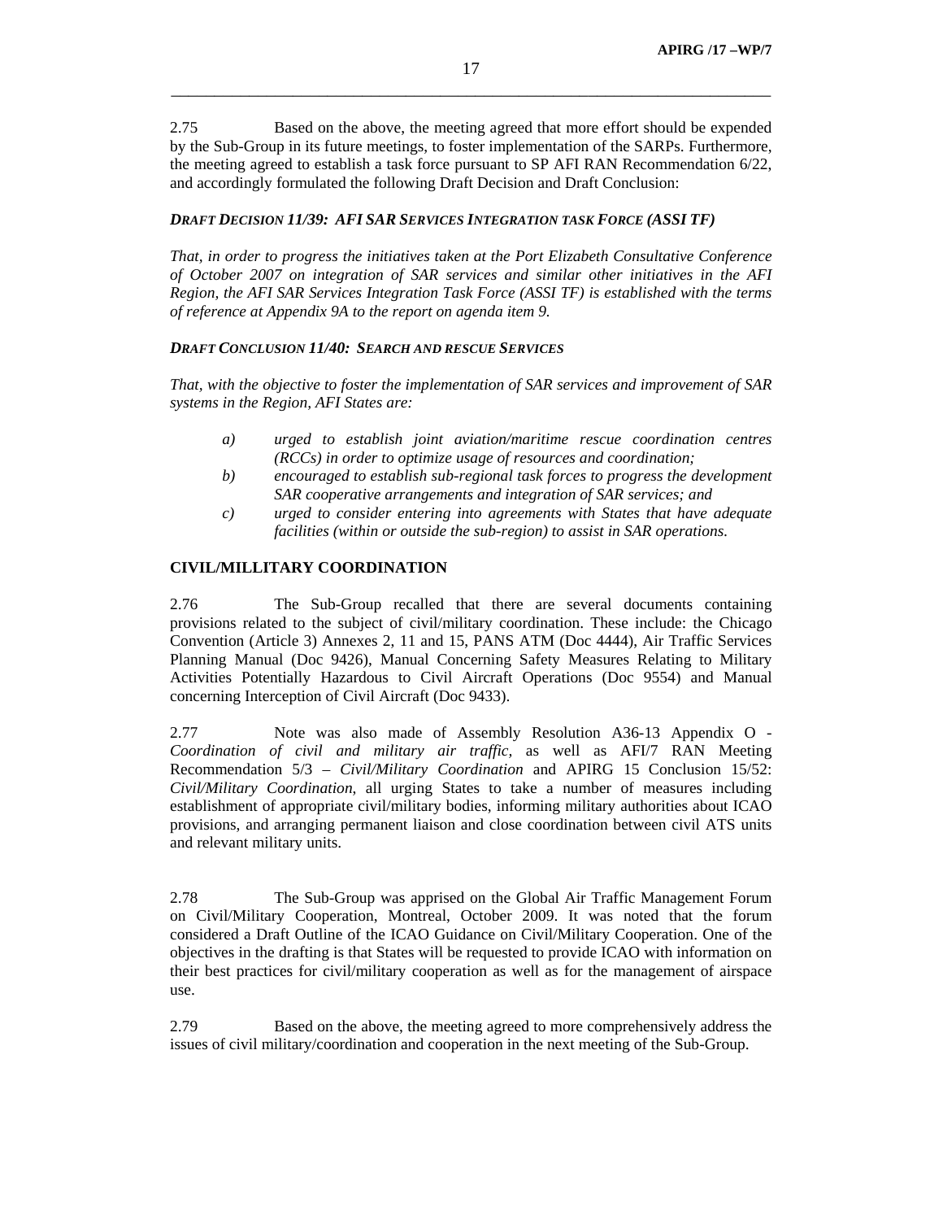2.75 Based on the above, the meeting agreed that more effort should be expended by the Sub-Group in its future meetings, to foster implementation of the SARPs. Furthermore, the meeting agreed to establish a task force pursuant to SP AFI RAN Recommendation 6/22, and accordingly formulated the following Draft Decision and Draft Conclusion:

***DRAFT DECISION 11/39: AFI SAR SERVICES INTEGRATION TASK FORCE (ASSI TF)***

*That, in order to progress the initiatives taken at the Port Elizabeth Consultative Conference of October 2007 on integration of SAR services and similar other initiatives in the AFI Region, the AFI SAR Services Integration Task Force (ASSI TF) is established with the terms of reference at Appendix 9A to the report on agenda item 9.*

***DRAFT CONCLUSION 11/40: SEARCH AND RESCUE SERVICES***

*That, with the objective to foster the implementation of SAR services and improvement of SAR systems in the Region, AFI States are:*

*a) urged to establish joint aviation/maritime rescue coordination centres (RCCs) in order to optimize usage of resources and coordination;*

*b) encouraged to establish sub-regional task forces to progress the development SAR cooperative arrangements and integration of SAR services; and*

*c) urged to consider entering into agreements with States that have adequate facilities (within or outside the sub-region) to assist in SAR operations.*

**CIVIL/MILLITARY COORDINATION**

2.76 The Sub-Group recalled that there are several documents containing provisions related to the subject of civil/military coordination. These include: the Chicago Convention (Article 3) Annexes 2, 11 and 15, PANS ATM (Doc 4444), Air Traffic Services Planning Manual (Doc 9426), Manual Concerning Safety Measures Relating to Military Activities Potentially Hazardous to Civil Aircraft Operations (Doc 9554) and Manual concerning Interception of Civil Aircraft (Doc 9433).

2.77 Note was also made of Assembly Resolution A36-13 Appendix O - *Coordination of civil and military air traffic,* as well as AFI/7 RAN Meeting Recommendation 5/3 – *Civil/Military Coordination* and APIRG 15 Conclusion 15/52: *Civil/Military Coordination*, all urging States to take a number of measures including establishment of appropriate civil/military bodies, informing military authorities about ICAO provisions, and arranging permanent liaison and close coordination between civil ATS units and relevant military units.

2.78 The Sub-Group was apprised on the Global Air Traffic Management Forum on Civil/Military Cooperation, Montreal, October 2009. It was noted that the forum considered a Draft Outline of the ICAO Guidance on Civil/Military Cooperation. One of the objectives in the drafting is that States will be requested to provide ICAO with information on their best practices for civil/military cooperation as well as for the management of airspace use.

2.79 Based on the above, the meeting agreed to more comprehensively address the issues of civil military/coordination and cooperation in the next meeting of the Sub-Group.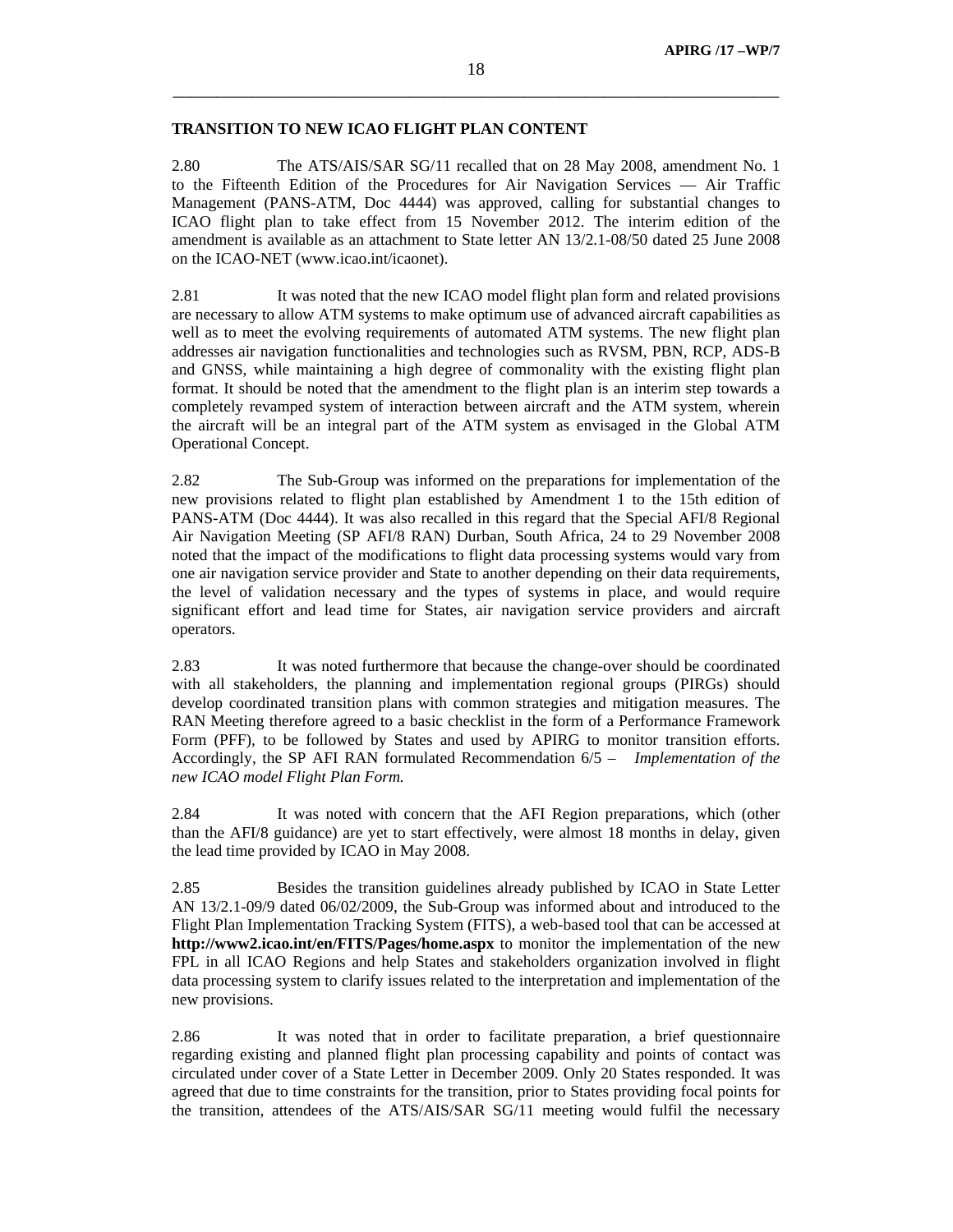**TRANSITION TO NEW ICAO FLIGHT PLAN CONTENT**

2.80 The ATS/AIS/SAR SG/11 recalled that on 28 May 2008, amendment No. 1 to the Fifteenth Edition of the Procedures for Air Navigation Services — Air Traffic Management (PANS-ATM, Doc 4444) was approved, calling for substantial changes to ICAO flight plan to take effect from 15 November 2012. The interim edition of the amendment is available as an attachment to State letter AN 13/2.1-08/50 dated 25 June 2008 on the ICAO-NET (www.icao.int/icaonet).

2.81 It was noted that the new ICAO model flight plan form and related provisions are necessary to allow ATM systems to make optimum use of advanced aircraft capabilities as well as to meet the evolving requirements of automated ATM systems. The new flight plan addresses air navigation functionalities and technologies such as RVSM, PBN, RCP, ADS-B and GNSS, while maintaining a high degree of commonality with the existing flight plan format. It should be noted that the amendment to the flight plan is an interim step towards a completely revamped system of interaction between aircraft and the ATM system, wherein the aircraft will be an integral part of the ATM system as envisaged in the Global ATM Operational Concept.

2.82 The Sub-Group was informed on the preparations for implementation of the new provisions related to flight plan established by Amendment 1 to the 15th edition of PANS-ATM (Doc 4444). It was also recalled in this regard that the Special AFI/8 Regional Air Navigation Meeting (SP AFI/8 RAN) Durban, South Africa, 24 to 29 November 2008 noted that the impact of the modifications to flight data processing systems would vary from one air navigation service provider and State to another depending on their data requirements, the level of validation necessary and the types of systems in place, and would require significant effort and lead time for States, air navigation service providers and aircraft operators.

2.83 It was noted furthermore that because the change-over should be coordinated with all stakeholders, the planning and implementation regional groups (PIRGs) should develop coordinated transition plans with common strategies and mitigation measures. The RAN Meeting therefore agreed to a basic checklist in the form of a Performance Framework Form (PFF), to be followed by States and used by APIRG to monitor transition efforts. Accordingly, the SP AFI RAN formulated Recommendation 6/5 – *Implementation of the new ICAO model Flight Plan Form.*

2.84 It was noted with concern that the AFI Region preparations, which (other than the AFI/8 guidance) are yet to start effectively, were almost 18 months in delay, given the lead time provided by ICAO in May 2008.

2.85 Besides the transition guidelines already published by ICAO in State Letter AN 13/2.1-09/9 dated 06/02/2009, the Sub-Group was informed about and introduced to the Flight Plan Implementation Tracking System (FITS), a web-based tool that can be accessed at **http://www2.icao.int/en/FITS/Pages/home.aspx** to monitor the implementation of the new FPL in all ICAO Regions and help States and stakeholders organization involved in flight data processing system to clarify issues related to the interpretation and implementation of the new provisions.

2.86 It was noted that in order to facilitate preparation, a brief questionnaire regarding existing and planned flight plan processing capability and points of contact was circulated under cover of a State Letter in December 2009. Only 20 States responded. It was agreed that due to time constraints for the transition, prior to States providing focal points for the transition, attendees of the ATS/AIS/SAR SG/11 meeting would fulfil the necessary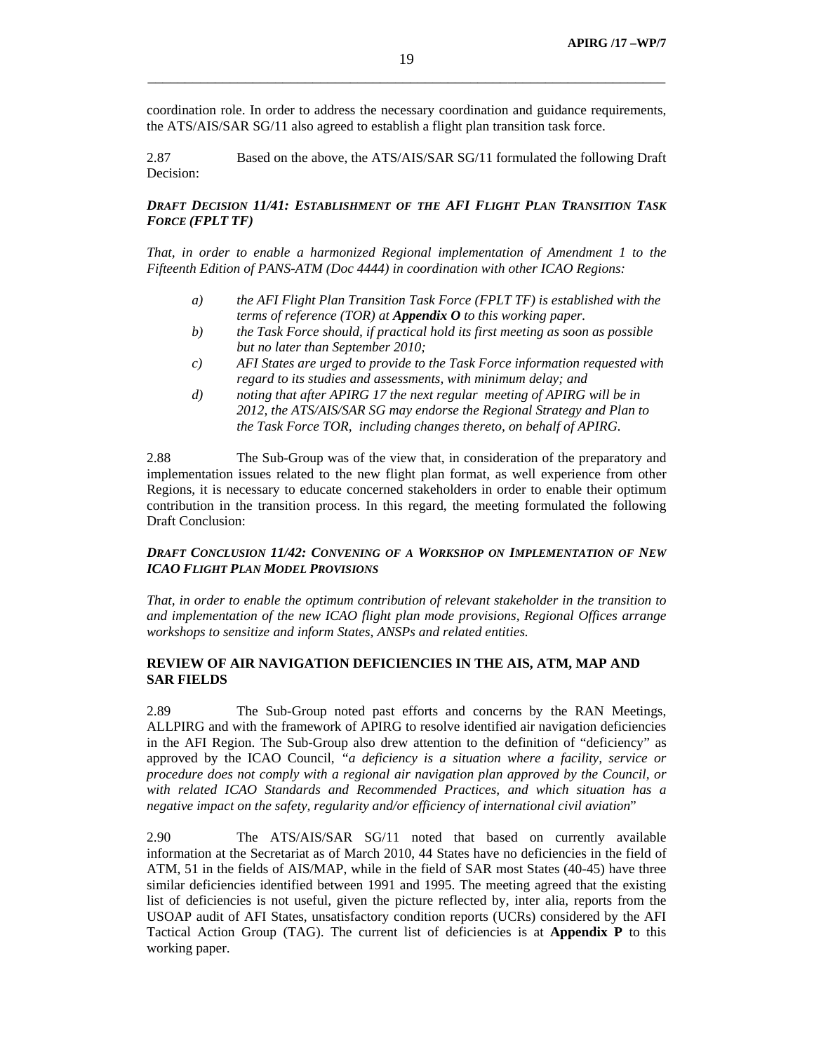coordination role. In order to address the necessary coordination and guidance requirements, the ATS/AIS/SAR SG/11 also agreed to establish a flight plan transition task force.

2.87 Based on the above, the ATS/AIS/SAR SG/11 formulated the following Draft Decision:

***DRAFT DECISION 11/41: ESTABLISHMENT OF THE AFI FLIGHT PLAN TRANSITION TASK FORCE (FPLT TF)***

*That, in order to enable a harmonized Regional implementation of Amendment 1 to the Fifteenth Edition of PANS-ATM (Doc 4444) in coordination with other ICAO Regions:*

- *a) the AFI Flight Plan Transition Task Force (FPLT TF) is established with the terms of reference (TOR) at* ***Appendix O*** *to this working paper.*
- *b) the Task Force should, if practical hold its first meeting as soon as possible but no later than September 2010;*
- *c) AFI States are urged to provide to the Task Force information requested with regard to its studies and assessments, with minimum delay; and*
- *d) noting that after APIRG 17 the next regular meeting of APIRG will be in 2012, the ATS/AIS/SAR SG may endorse the Regional Strategy and Plan to the Task Force TOR, including changes thereto, on behalf of APIRG.*

2.88 The Sub-Group was of the view that, in consideration of the preparatory and implementation issues related to the new flight plan format, as well experience from other Regions, it is necessary to educate concerned stakeholders in order to enable their optimum contribution in the transition process. In this regard, the meeting formulated the following Draft Conclusion:

***DRAFT CONCLUSION 11/42: CONVENING OF A WORKSHOP ON IMPLEMENTATION OF NEW ICAO FLIGHT PLAN MODEL PROVISIONS***

*That, in order to enable the optimum contribution of relevant stakeholder in the transition to and implementation of the new ICAO flight plan mode provisions, Regional Offices arrange workshops to sensitize and inform States, ANSPs and related entities.*

**REVIEW OF AIR NAVIGATION DEFICIENCIES IN THE AIS, ATM, MAP AND SAR FIELDS**

2.89 The Sub-Group noted past efforts and concerns by the RAN Meetings, ALLPIRG and with the framework of APIRG to resolve identified air navigation deficiencies in the AFI Region. The Sub-Group also drew attention to the definition of "deficiency" as approved by the ICAO Council, "*a deficiency is a situation where a facility, service or procedure does not comply with a regional air navigation plan approved by the Council, or with related ICAO Standards and Recommended Practices, and which situation has a negative impact on the safety, regularity and/or efficiency of international civil aviation*"

2.90 The ATS/AIS/SAR SG/11 noted that based on currently available information at the Secretariat as of March 2010, 44 States have no deficiencies in the field of ATM, 51 in the fields of AIS/MAP, while in the field of SAR most States (40-45) have three similar deficiencies identified between 1991 and 1995. The meeting agreed that the existing list of deficiencies is not useful, given the picture reflected by, inter alia, reports from the USOAP audit of AFI States, unsatisfactory condition reports (UCRs) considered by the AFI Tactical Action Group (TAG). The current list of deficiencies is at **Appendix P** to this working paper.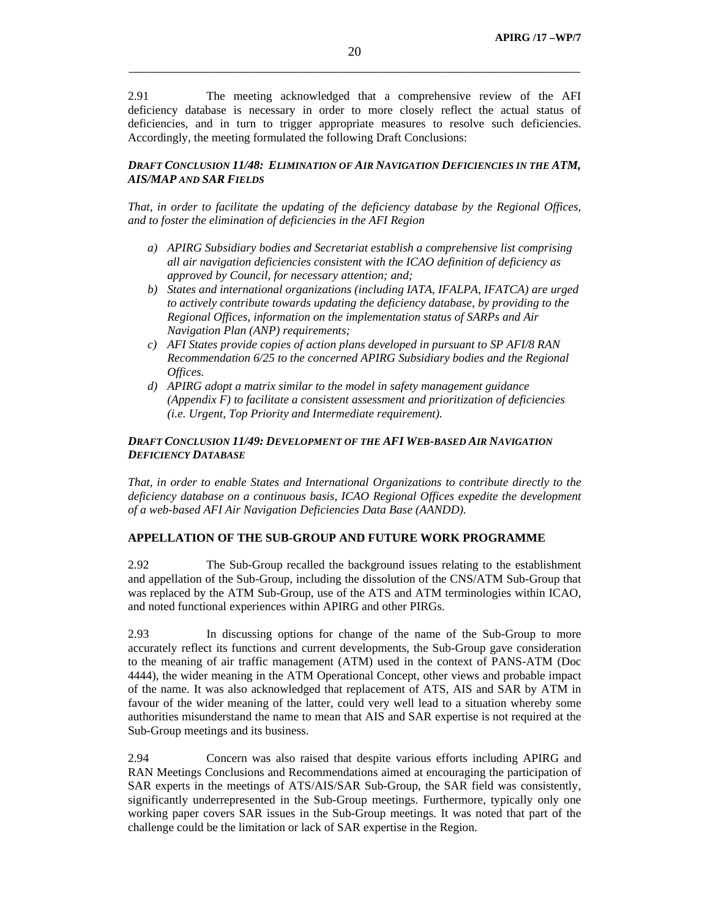2.91 The meeting acknowledged that a comprehensive review of the AFI deficiency database is necessary in order to more closely reflect the actual status of deficiencies, and in turn to trigger appropriate measures to resolve such deficiencies. Accordingly, the meeting formulated the following Draft Conclusions:

***DRAFT CONCLUSION 11/48: ELIMINATION OF AIR NAVIGATION DEFICIENCIES IN THE ATM, AIS/MAP AND SAR FIELDS***

*That, in order to facilitate the updating of the deficiency database by the Regional Offices, and to foster the elimination of deficiencies in the AFI Region*

*a) APIRG Subsidiary bodies and Secretariat establish a comprehensive list comprising all air navigation deficiencies consistent with the ICAO definition of deficiency as approved by Council, for necessary attention; and;*
*b) States and international organizations (including IATA, IFALPA, IFATCA) are urged to actively contribute towards updating the deficiency database, by providing to the Regional Offices, information on the implementation status of SARPs and Air Navigation Plan (ANP) requirements;*
*c) AFI States provide copies of action plans developed in pursuant to SP AFI/8 RAN Recommendation 6/25 to the concerned APIRG Subsidiary bodies and the Regional Offices.*
*d) APIRG adopt a matrix similar to the model in safety management guidance (Appendix F) to facilitate a consistent assessment and prioritization of deficiencies (i.e. Urgent, Top Priority and Intermediate requirement).*

***DRAFT CONCLUSION 11/49: DEVELOPMENT OF THE AFI WEB-BASED AIR NAVIGATION DEFICIENCY DATABASE***

*That, in order to enable States and International Organizations to contribute directly to the deficiency database on a continuous basis, ICAO Regional Offices expedite the development of a web-based AFI Air Navigation Deficiencies Data Base (AANDD).*

**APPELLATION OF THE SUB-GROUP AND FUTURE WORK PROGRAMME**

2.92 The Sub-Group recalled the background issues relating to the establishment and appellation of the Sub-Group, including the dissolution of the CNS/ATM Sub-Group that was replaced by the ATM Sub-Group, use of the ATS and ATM terminologies within ICAO, and noted functional experiences within APIRG and other PIRGs.

2.93 In discussing options for change of the name of the Sub-Group to more accurately reflect its functions and current developments, the Sub-Group gave consideration to the meaning of air traffic management (ATM) used in the context of PANS-ATM (Doc 4444), the wider meaning in the ATM Operational Concept, other views and probable impact of the name. It was also acknowledged that replacement of ATS, AIS and SAR by ATM in favour of the wider meaning of the latter, could very well lead to a situation whereby some authorities misunderstand the name to mean that AIS and SAR expertise is not required at the Sub-Group meetings and its business.

2.94 Concern was also raised that despite various efforts including APIRG and RAN Meetings Conclusions and Recommendations aimed at encouraging the participation of SAR experts in the meetings of ATS/AIS/SAR Sub-Group, the SAR field was consistently, significantly underrepresented in the Sub-Group meetings. Furthermore, typically only one working paper covers SAR issues in the Sub-Group meetings. It was noted that part of the challenge could be the limitation or lack of SAR expertise in the Region.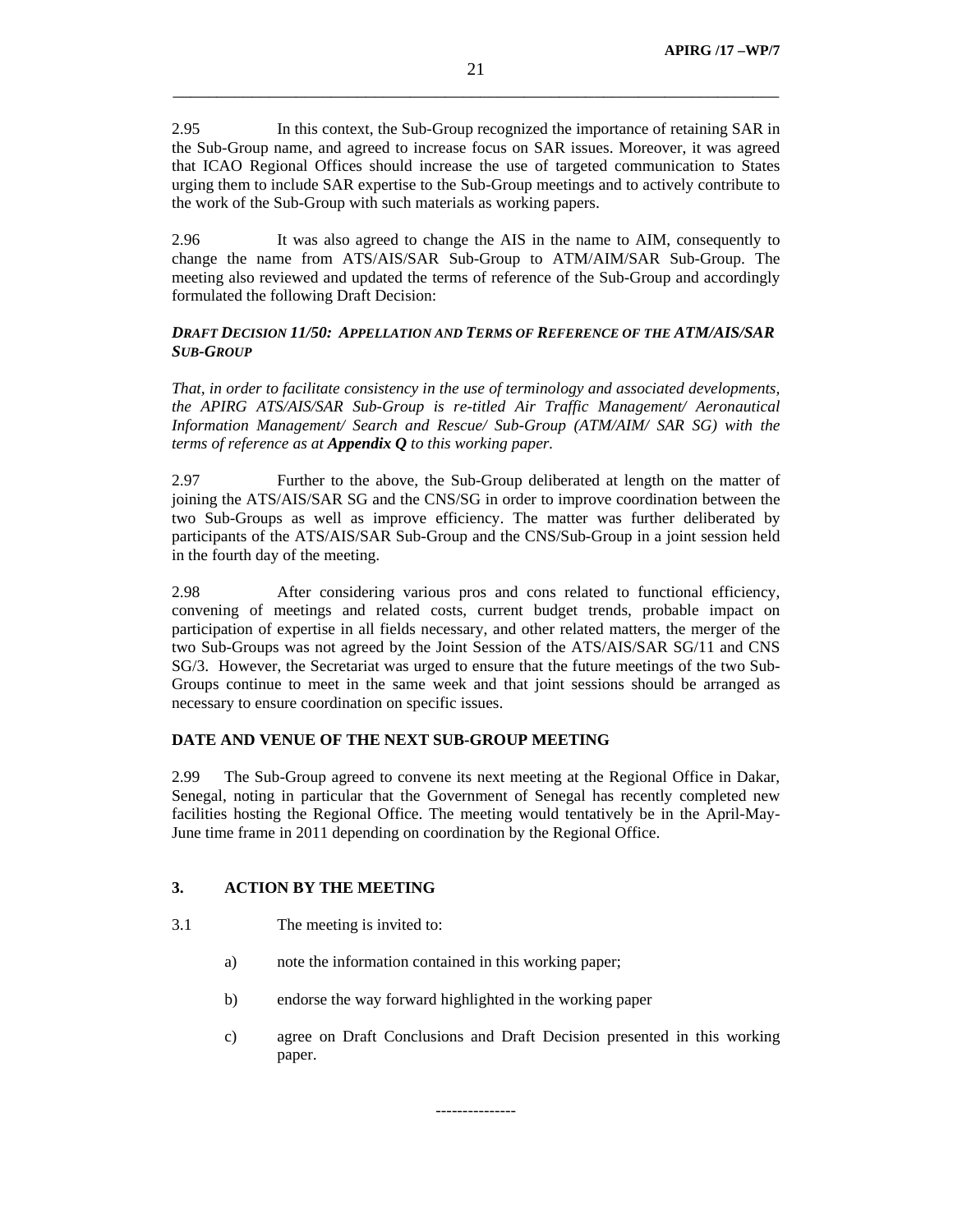2.95 In this context, the Sub-Group recognized the importance of retaining SAR in the Sub-Group name, and agreed to increase focus on SAR issues. Moreover, it was agreed that ICAO Regional Offices should increase the use of targeted communication to States urging them to include SAR expertise to the Sub-Group meetings and to actively contribute to the work of the Sub-Group with such materials as working papers.

2.96 It was also agreed to change the AIS in the name to AIM, consequently to change the name from ATS/AIS/SAR Sub-Group to ATM/AIM/SAR Sub-Group. The meeting also reviewed and updated the terms of reference of the Sub-Group and accordingly formulated the following Draft Decision:

***DRAFT DECISION 11/50: APPELLATION AND TERMS OF REFERENCE OF THE ATM/AIS/SAR SUB-GROUP***

*That, in order to facilitate consistency in the use of terminology and associated developments, the APIRG ATS/AIS/SAR Sub-Group is re-titled Air Traffic Management/ Aeronautical Information Management/ Search and Rescue/ Sub-Group (ATM/AIM/ SAR SG) with the terms of reference as at* ***Appendix Q*** *to this working paper.*

2.97 Further to the above, the Sub-Group deliberated at length on the matter of joining the ATS/AIS/SAR SG and the CNS/SG in order to improve coordination between the two Sub-Groups as well as improve efficiency. The matter was further deliberated by participants of the ATS/AIS/SAR Sub-Group and the CNS/Sub-Group in a joint session held in the fourth day of the meeting.

2.98 After considering various pros and cons related to functional efficiency, convening of meetings and related costs, current budget trends, probable impact on participation of expertise in all fields necessary, and other related matters, the merger of the two Sub-Groups was not agreed by the Joint Session of the ATS/AIS/SAR SG/11 and CNS SG/3. However, the Secretariat was urged to ensure that the future meetings of the two Sub-Groups continue to meet in the same week and that joint sessions should be arranged as necessary to ensure coordination on specific issues.

**DATE AND VENUE OF THE NEXT SUB-GROUP MEETING**

2.99 The Sub-Group agreed to convene its next meeting at the Regional Office in Dakar, Senegal, noting in particular that the Government of Senegal has recently completed new facilities hosting the Regional Office. The meeting would tentatively be in the April-May-June time frame in 2011 depending on coordination by the Regional Office.

## 3. ACTION BY THE MEETING

3.1 The meeting is invited to:

a) note the information contained in this working paper;

b) endorse the way forward highlighted in the working paper

c) agree on Draft Conclusions and Draft Decision presented in this working paper.

---------------